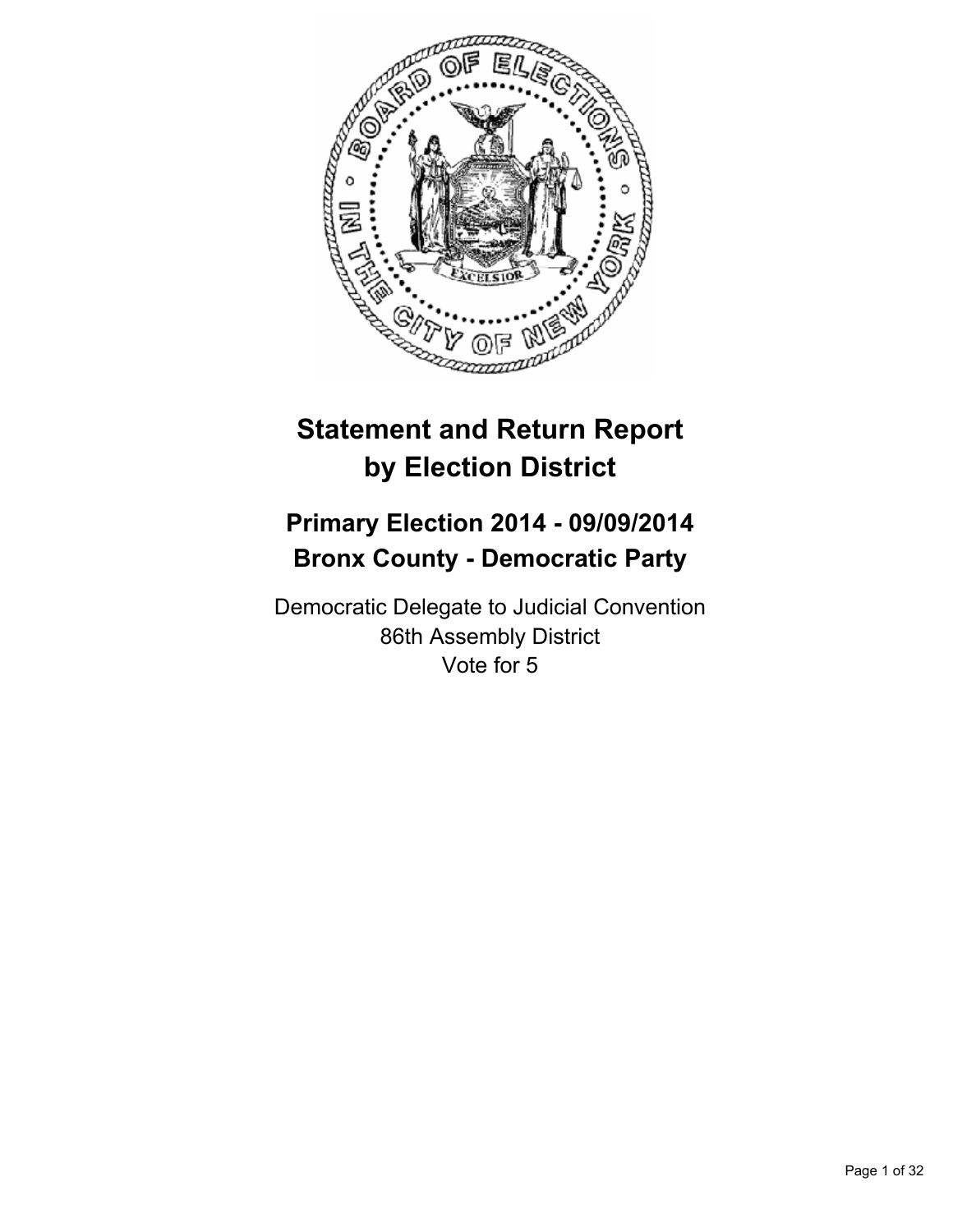# Statement and Return Report by Election District

## Primary Election 2014 - 09/09/2014
## Bronx County - Democratic Party

Democratic Delegate to Judicial Convention
86th Assembly District
Vote for 5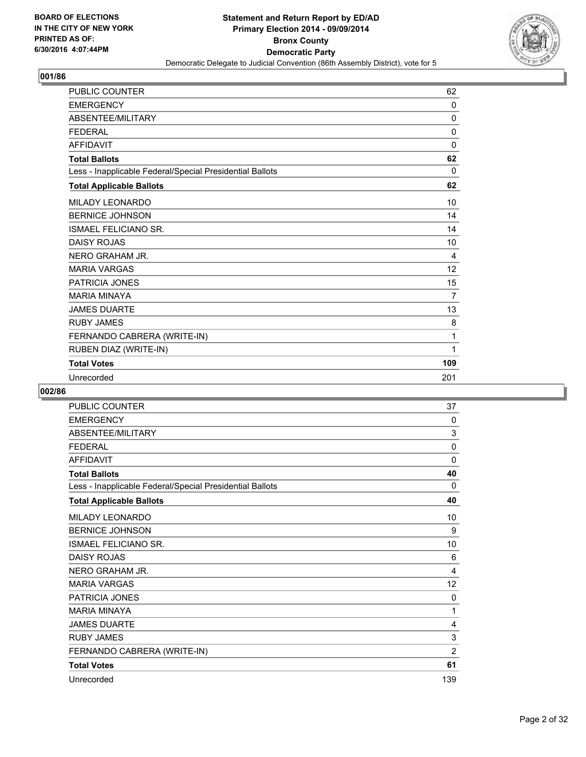**BOARD OF ELECTIONS IN THE CITY OF NEW YORK PRINTED AS OF: 6/30/2016 4:07:44PM**

**Statement and Return Report by ED/AD**
**Primary Election 2014 - 09/09/2014**
**Bronx County**
**Democratic Party**
Democratic Delegate to Judicial Convention (86th Assembly District), vote for 5

## 001/86

| | |
|---|---|
| PUBLIC COUNTER | 62 |
| EMERGENCY | 0 |
| ABSENTEE/MILITARY | 0 |
| FEDERAL | 0 |
| AFFIDAVIT | 0 |
| **Total Ballots** | **62** |
| Less - Inapplicable Federal/Special Presidential Ballots | 0 |
| **Total Applicable Ballots** | **62** |
| MILADY LEONARDO | 10 |
| BERNICE JOHNSON | 14 |
| ISMAEL FELICIANO SR. | 14 |
| DAISY ROJAS | 10 |
| NERO GRAHAM JR. | 4 |
| MARIA VARGAS | 12 |
| PATRICIA JONES | 15 |
| MARIA MINAYA | 7 |
| JAMES DUARTE | 13 |
| RUBY JAMES | 8 |
| FERNANDO CABRERA (WRITE-IN) | 1 |
| RUBEN DIAZ (WRITE-IN) | 1 |
| **Total Votes** | **109** |
| Unrecorded | 201 |

## 002/86

| | |
|---|---|
| PUBLIC COUNTER | 37 |
| EMERGENCY | 0 |
| ABSENTEE/MILITARY | 3 |
| FEDERAL | 0 |
| AFFIDAVIT | 0 |
| **Total Ballots** | **40** |
| Less - Inapplicable Federal/Special Presidential Ballots | 0 |
| **Total Applicable Ballots** | **40** |
| MILADY LEONARDO | 10 |
| BERNICE JOHNSON | 9 |
| ISMAEL FELICIANO SR. | 10 |
| DAISY ROJAS | 6 |
| NERO GRAHAM JR. | 4 |
| MARIA VARGAS | 12 |
| PATRICIA JONES | 0 |
| MARIA MINAYA | 1 |
| JAMES DUARTE | 4 |
| RUBY JAMES | 3 |
| FERNANDO CABRERA (WRITE-IN) | 2 |
| **Total Votes** | **61** |
| Unrecorded | 139 |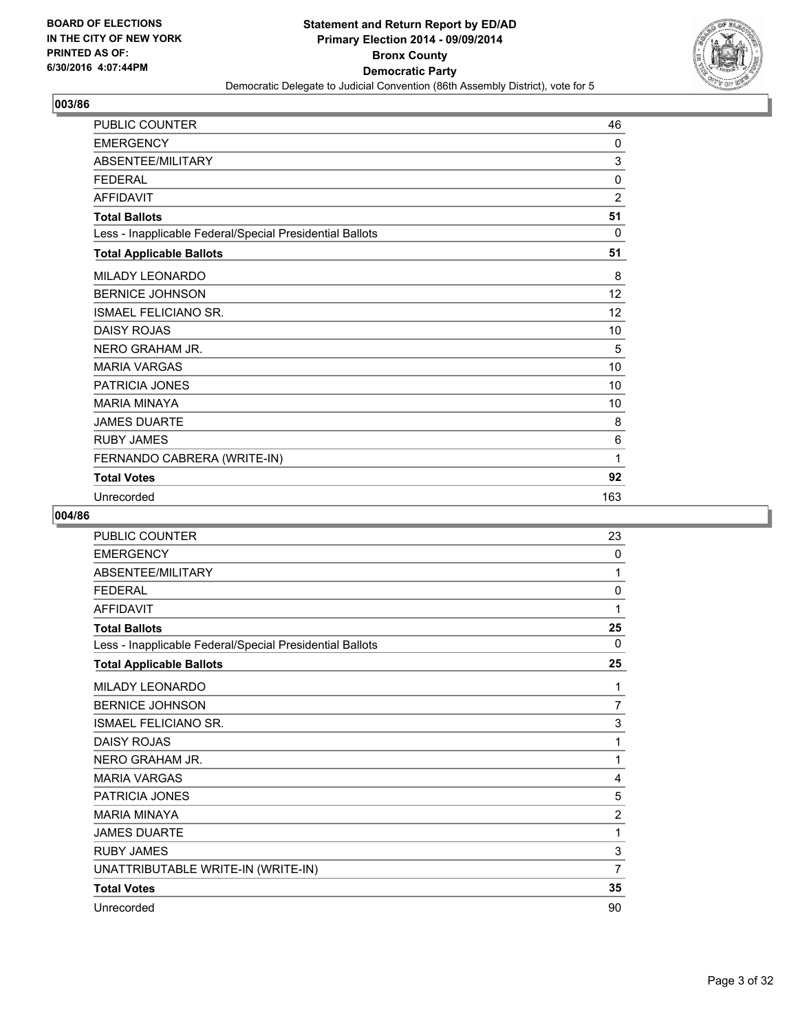BOARD OF ELECTIONS
IN THE CITY OF NEW YORK
PRINTED AS OF:
6/30/2016 4:07:44PM

**Statement and Return Report by ED/AD**
**Primary Election 2014 - 09/09/2014**
**Bronx County**
**Democratic Party**
Democratic Delegate to Judicial Convention (86th Assembly District), vote for 5

## 003/86

| | |
|---|---|
| PUBLIC COUNTER | 46 |
| EMERGENCY | 0 |
| ABSENTEE/MILITARY | 3 |
| FEDERAL | 0 |
| AFFIDAVIT | 2 |
| **Total Ballots** | **51** |
| Less - Inapplicable Federal/Special Presidential Ballots | 0 |
| **Total Applicable Ballots** | **51** |
| MILADY LEONARDO | 8 |
| BERNICE JOHNSON | 12 |
| ISMAEL FELICIANO SR. | 12 |
| DAISY ROJAS | 10 |
| NERO GRAHAM JR. | 5 |
| MARIA VARGAS | 10 |
| PATRICIA JONES | 10 |
| MARIA MINAYA | 10 |
| JAMES DUARTE | 8 |
| RUBY JAMES | 6 |
| FERNANDO CABRERA (WRITE-IN) | 1 |
| **Total Votes** | **92** |
| Unrecorded | 163 |

## 004/86

| | |
|---|---|
| PUBLIC COUNTER | 23 |
| EMERGENCY | 0 |
| ABSENTEE/MILITARY | 1 |
| FEDERAL | 0 |
| AFFIDAVIT | 1 |
| **Total Ballots** | **25** |
| Less - Inapplicable Federal/Special Presidential Ballots | 0 |
| **Total Applicable Ballots** | **25** |
| MILADY LEONARDO | 1 |
| BERNICE JOHNSON | 7 |
| ISMAEL FELICIANO SR. | 3 |
| DAISY ROJAS | 1 |
| NERO GRAHAM JR. | 1 |
| MARIA VARGAS | 4 |
| PATRICIA JONES | 5 |
| MARIA MINAYA | 2 |
| JAMES DUARTE | 1 |
| RUBY JAMES | 3 |
| UNATTRIBUTABLE WRITE-IN (WRITE-IN) | 7 |
| **Total Votes** | **35** |
| Unrecorded | 90 |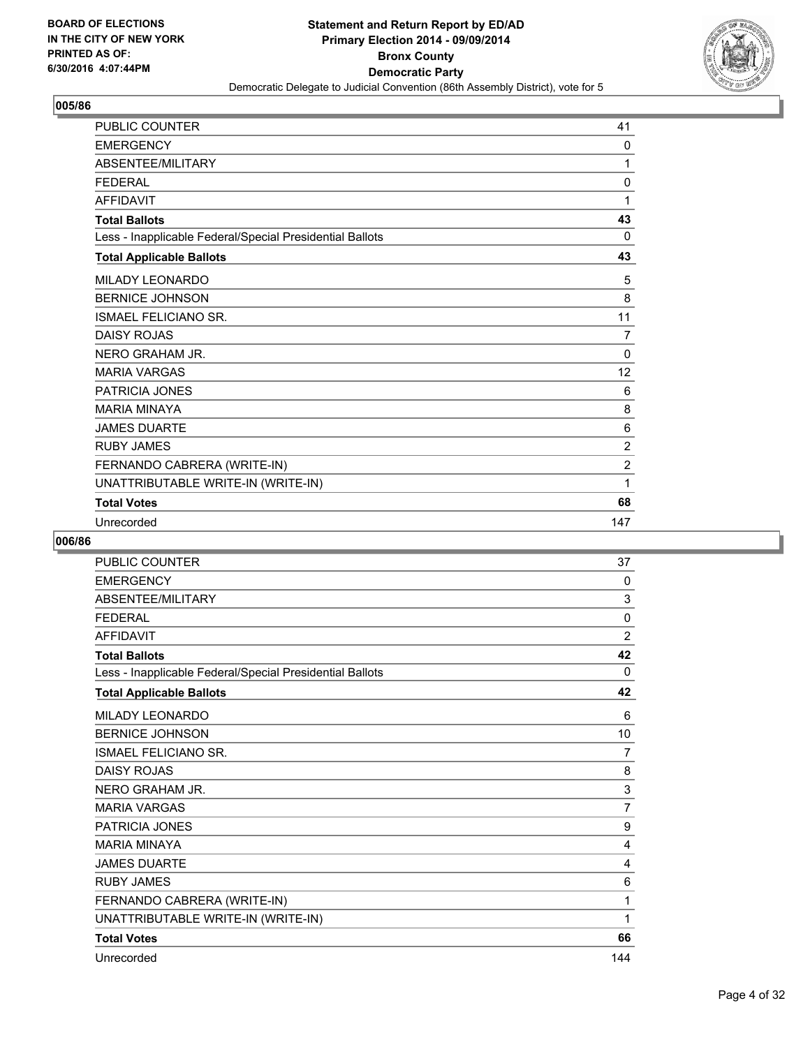**BOARD OF ELECTIONS IN THE CITY OF NEW YORK PRINTED AS OF: 6/30/2016 4:07:44PM**

**Statement and Return Report by ED/AD Primary Election 2014 - 09/09/2014 Bronx County Democratic Party**

Democratic Delegate to Judicial Convention (86th Assembly District), vote for 5

## 005/86

| | |
|---|---|
| PUBLIC COUNTER | 41 |
| EMERGENCY | 0 |
| ABSENTEE/MILITARY | 1 |
| FEDERAL | 0 |
| AFFIDAVIT | 1 |
| **Total Ballots** | **43** |
| Less - Inapplicable Federal/Special Presidential Ballots | 0 |
| **Total Applicable Ballots** | **43** |
| MILADY LEONARDO | 5 |
| BERNICE JOHNSON | 8 |
| ISMAEL FELICIANO SR. | 11 |
| DAISY ROJAS | 7 |
| NERO GRAHAM JR. | 0 |
| MARIA VARGAS | 12 |
| PATRICIA JONES | 6 |
| MARIA MINAYA | 8 |
| JAMES DUARTE | 6 |
| RUBY JAMES | 2 |
| FERNANDO CABRERA (WRITE-IN) | 2 |
| UNATTRIBUTABLE WRITE-IN (WRITE-IN) | 1 |
| **Total Votes** | **68** |
| Unrecorded | 147 |

## 006/86

| | |
|---|---|
| PUBLIC COUNTER | 37 |
| EMERGENCY | 0 |
| ABSENTEE/MILITARY | 3 |
| FEDERAL | 0 |
| AFFIDAVIT | 2 |
| **Total Ballots** | **42** |
| Less - Inapplicable Federal/Special Presidential Ballots | 0 |
| **Total Applicable Ballots** | **42** |
| MILADY LEONARDO | 6 |
| BERNICE JOHNSON | 10 |
| ISMAEL FELICIANO SR. | 7 |
| DAISY ROJAS | 8 |
| NERO GRAHAM JR. | 3 |
| MARIA VARGAS | 7 |
| PATRICIA JONES | 9 |
| MARIA MINAYA | 4 |
| JAMES DUARTE | 4 |
| RUBY JAMES | 6 |
| FERNANDO CABRERA (WRITE-IN) | 1 |
| UNATTRIBUTABLE WRITE-IN (WRITE-IN) | 1 |
| **Total Votes** | **66** |
| Unrecorded | 144 |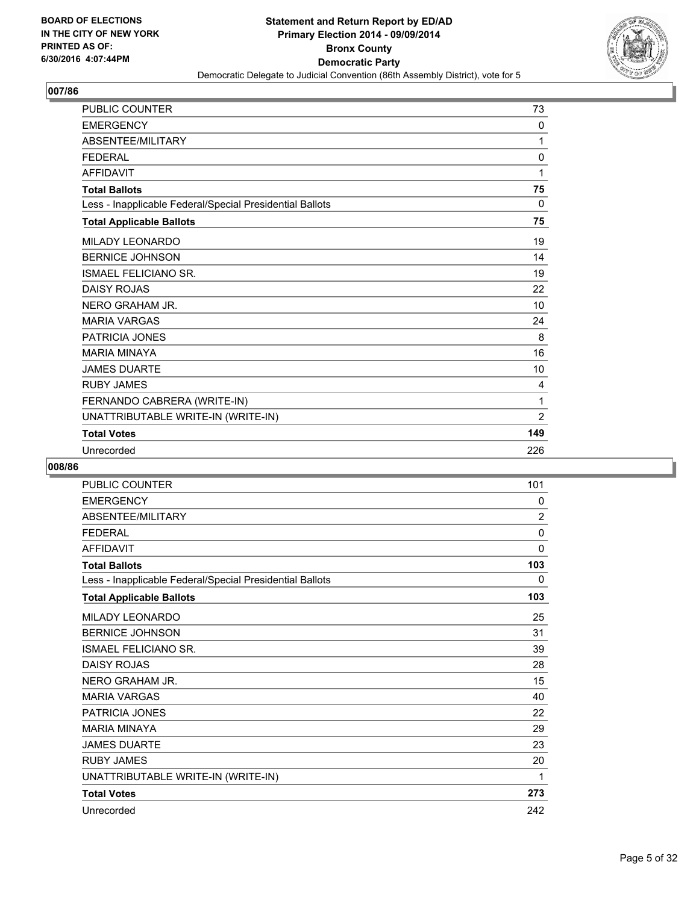## 007/86

| | |
|---|---|
| PUBLIC COUNTER | 73 |
| EMERGENCY | 0 |
| ABSENTEE/MILITARY | 1 |
| FEDERAL | 0 |
| AFFIDAVIT | 1 |
| **Total Ballots** | **75** |
| Less - Inapplicable Federal/Special Presidential Ballots | 0 |
| **Total Applicable Ballots** | **75** |
| MILADY LEONARDO | 19 |
| BERNICE JOHNSON | 14 |
| ISMAEL FELICIANO SR. | 19 |
| DAISY ROJAS | 22 |
| NERO GRAHAM JR. | 10 |
| MARIA VARGAS | 24 |
| PATRICIA JONES | 8 |
| MARIA MINAYA | 16 |
| JAMES DUARTE | 10 |
| RUBY JAMES | 4 |
| FERNANDO CABRERA (WRITE-IN) | 1 |
| UNATTRIBUTABLE WRITE-IN (WRITE-IN) | 2 |
| **Total Votes** | **149** |
| Unrecorded | 226 |

## 008/86

| | |
|---|---|
| PUBLIC COUNTER | 101 |
| EMERGENCY | 0 |
| ABSENTEE/MILITARY | 2 |
| FEDERAL | 0 |
| AFFIDAVIT | 0 |
| **Total Ballots** | **103** |
| Less - Inapplicable Federal/Special Presidential Ballots | 0 |
| **Total Applicable Ballots** | **103** |
| MILADY LEONARDO | 25 |
| BERNICE JOHNSON | 31 |
| ISMAEL FELICIANO SR. | 39 |
| DAISY ROJAS | 28 |
| NERO GRAHAM JR. | 15 |
| MARIA VARGAS | 40 |
| PATRICIA JONES | 22 |
| MARIA MINAYA | 29 |
| JAMES DUARTE | 23 |
| RUBY JAMES | 20 |
| UNATTRIBUTABLE WRITE-IN (WRITE-IN) | 1 |
| **Total Votes** | **273** |
| Unrecorded | 242 |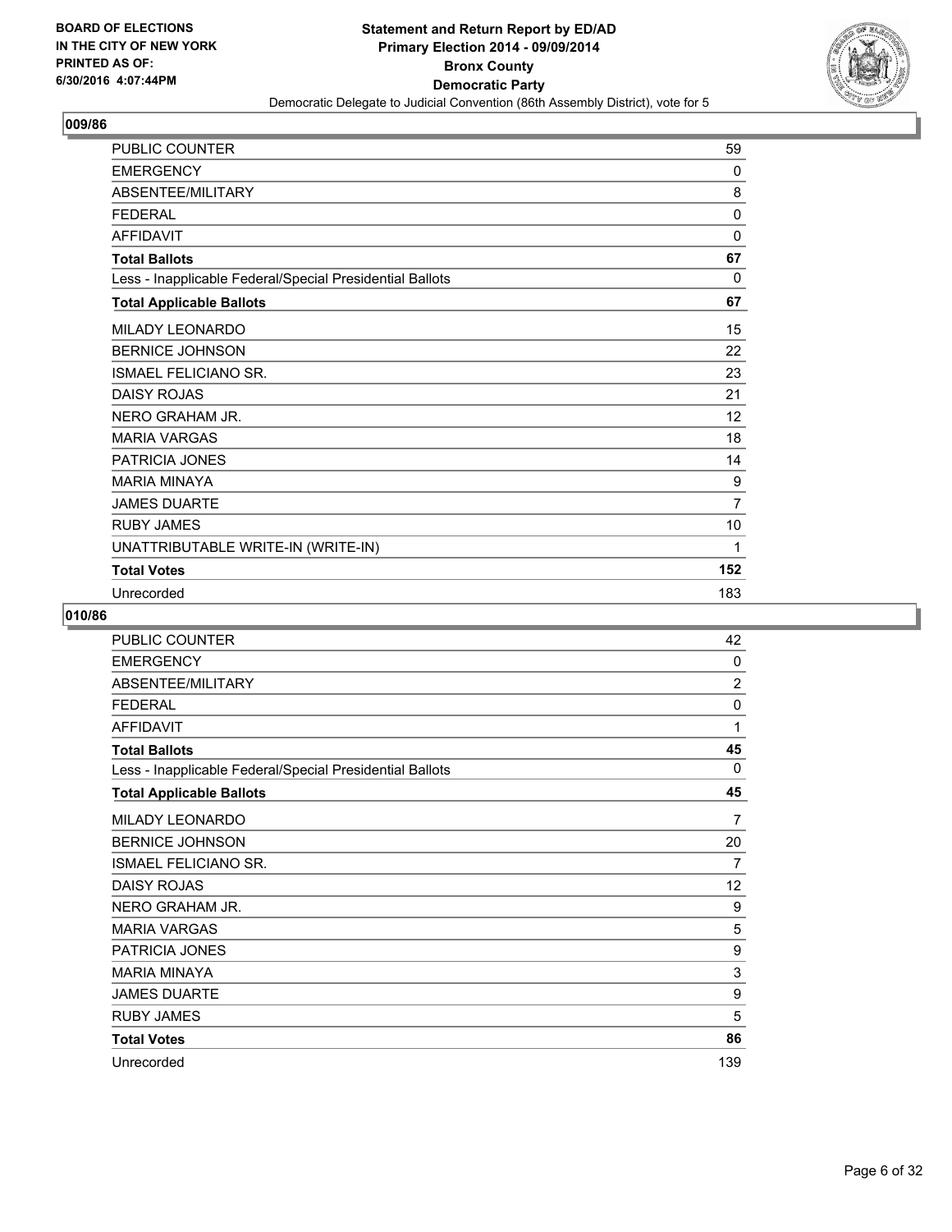BOARD OF ELECTIONS
IN THE CITY OF NEW YORK
PRINTED AS OF:
6/30/2016 4:07:44PM

**Statement and Return Report by ED/AD**
**Primary Election 2014 - 09/09/2014**
**Bronx County**
**Democratic Party**
Democratic Delegate to Judicial Convention (86th Assembly District), vote for 5

## 009/86

| | |
|---|---|
| PUBLIC COUNTER | 59 |
| EMERGENCY | 0 |
| ABSENTEE/MILITARY | 8 |
| FEDERAL | 0 |
| AFFIDAVIT | 0 |
| **Total Ballots** | **67** |
| Less - Inapplicable Federal/Special Presidential Ballots | 0 |
| **Total Applicable Ballots** | **67** |
| MILADY LEONARDO | 15 |
| BERNICE JOHNSON | 22 |
| ISMAEL FELICIANO SR. | 23 |
| DAISY ROJAS | 21 |
| NERO GRAHAM JR. | 12 |
| MARIA VARGAS | 18 |
| PATRICIA JONES | 14 |
| MARIA MINAYA | 9 |
| JAMES DUARTE | 7 |
| RUBY JAMES | 10 |
| UNATTRIBUTABLE WRITE-IN (WRITE-IN) | 1 |
| **Total Votes** | **152** |
| Unrecorded | 183 |

## 010/86

| | |
|---|---|
| PUBLIC COUNTER | 42 |
| EMERGENCY | 0 |
| ABSENTEE/MILITARY | 2 |
| FEDERAL | 0 |
| AFFIDAVIT | 1 |
| **Total Ballots** | **45** |
| Less - Inapplicable Federal/Special Presidential Ballots | 0 |
| **Total Applicable Ballots** | **45** |
| MILADY LEONARDO | 7 |
| BERNICE JOHNSON | 20 |
| ISMAEL FELICIANO SR. | 7 |
| DAISY ROJAS | 12 |
| NERO GRAHAM JR. | 9 |
| MARIA VARGAS | 5 |
| PATRICIA JONES | 9 |
| MARIA MINAYA | 3 |
| JAMES DUARTE | 9 |
| RUBY JAMES | 5 |
| **Total Votes** | **86** |
| Unrecorded | 139 |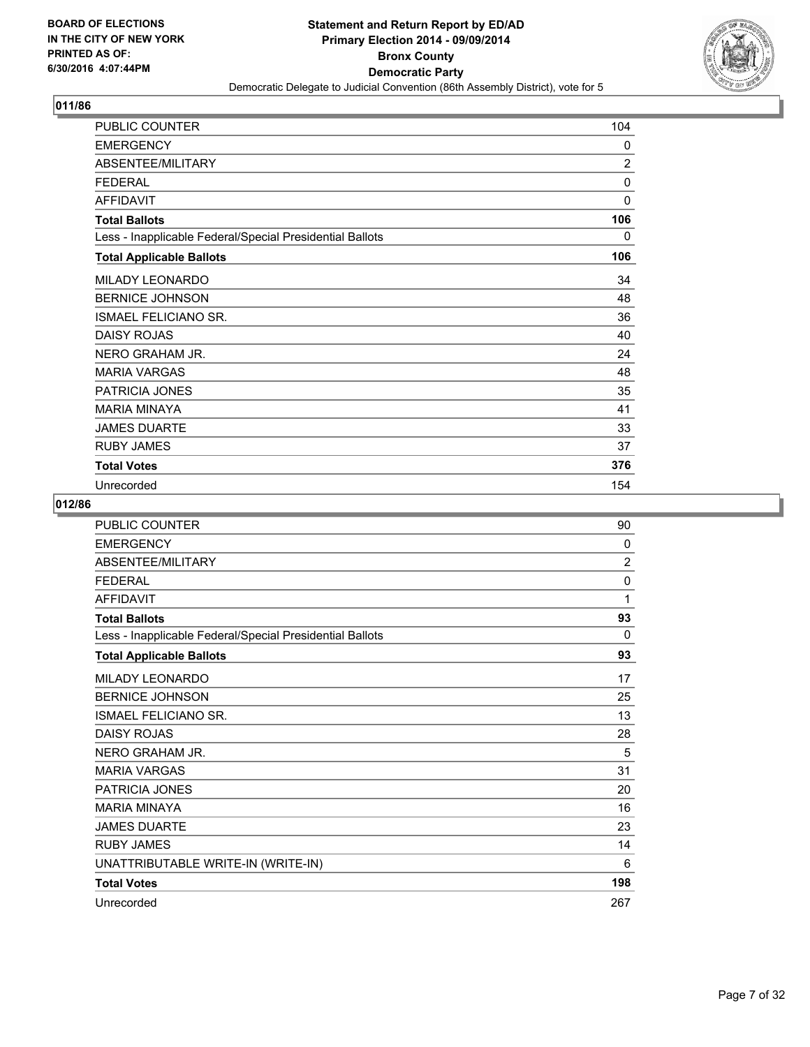**Statement and Return Report by ED/AD**
**Primary Election 2014 - 09/09/2014**
**Bronx County**
**Democratic Party**
Democratic Delegate to Judicial Convention (86th Assembly District), vote for 5

BOARD OF ELECTIONS
IN THE CITY OF NEW YORK
PRINTED AS OF:
6/30/2016 4:07:44PM

## 011/86

| | |
|---|---|
| PUBLIC COUNTER | 104 |
| EMERGENCY | 0 |
| ABSENTEE/MILITARY | 2 |
| FEDERAL | 0 |
| AFFIDAVIT | 0 |
| **Total Ballots** | **106** |
| Less - Inapplicable Federal/Special Presidential Ballots | 0 |
| **Total Applicable Ballots** | **106** |
| MILADY LEONARDO | 34 |
| BERNICE JOHNSON | 48 |
| ISMAEL FELICIANO SR. | 36 |
| DAISY ROJAS | 40 |
| NERO GRAHAM JR. | 24 |
| MARIA VARGAS | 48 |
| PATRICIA JONES | 35 |
| MARIA MINAYA | 41 |
| JAMES DUARTE | 33 |
| RUBY JAMES | 37 |
| **Total Votes** | **376** |
| Unrecorded | 154 |

## 012/86

| | |
|---|---|
| PUBLIC COUNTER | 90 |
| EMERGENCY | 0 |
| ABSENTEE/MILITARY | 2 |
| FEDERAL | 0 |
| AFFIDAVIT | 1 |
| **Total Ballots** | **93** |
| Less - Inapplicable Federal/Special Presidential Ballots | 0 |
| **Total Applicable Ballots** | **93** |
| MILADY LEONARDO | 17 |
| BERNICE JOHNSON | 25 |
| ISMAEL FELICIANO SR. | 13 |
| DAISY ROJAS | 28 |
| NERO GRAHAM JR. | 5 |
| MARIA VARGAS | 31 |
| PATRICIA JONES | 20 |
| MARIA MINAYA | 16 |
| JAMES DUARTE | 23 |
| RUBY JAMES | 14 |
| UNATTRIBUTABLE WRITE-IN (WRITE-IN) | 6 |
| **Total Votes** | **198** |
| Unrecorded | 267 |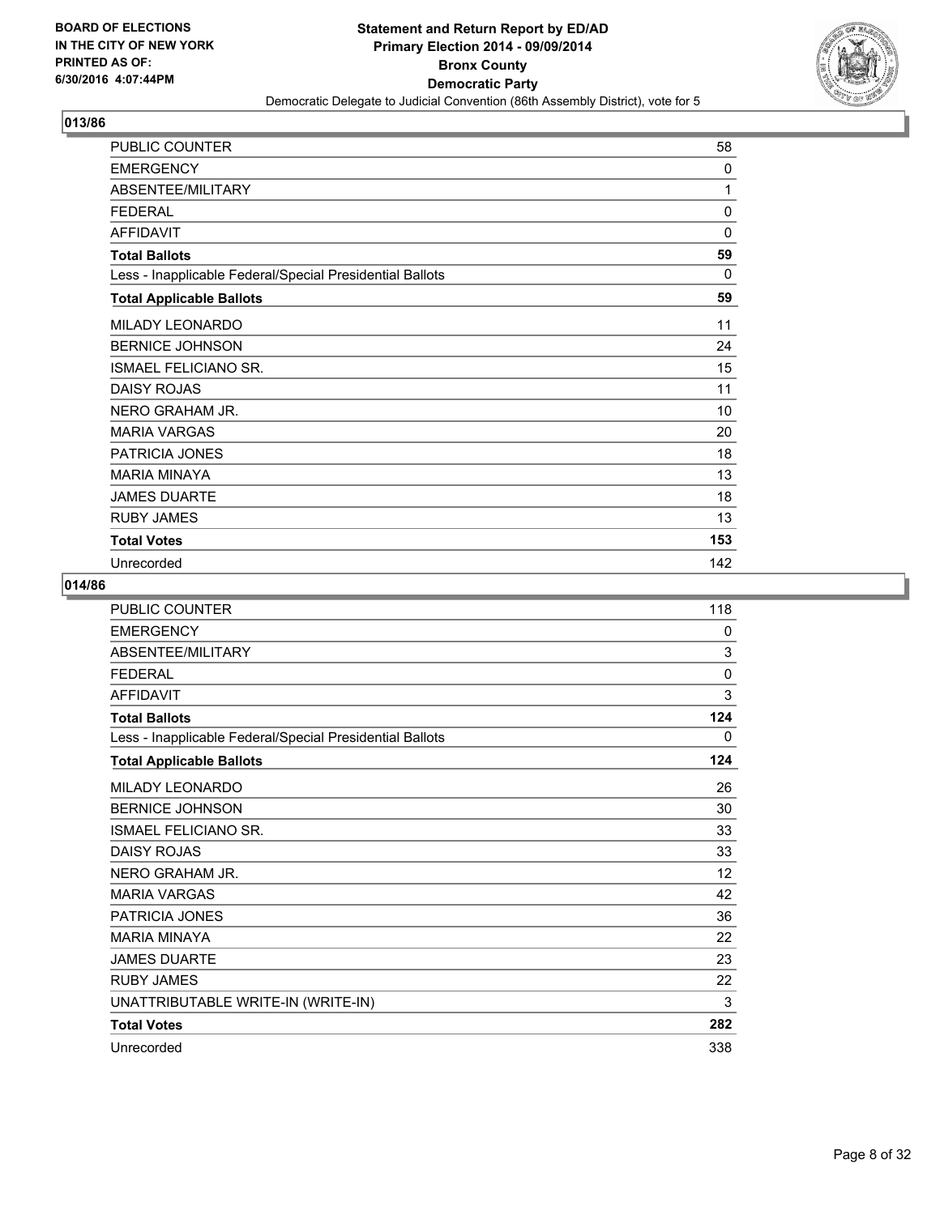**013/86**

| | |
|---|---|
| PUBLIC COUNTER | 58 |
| EMERGENCY | 0 |
| ABSENTEE/MILITARY | 1 |
| FEDERAL | 0 |
| AFFIDAVIT | 0 |
| **Total Ballots** | **59** |
| Less - Inapplicable Federal/Special Presidential Ballots | 0 |
| **Total Applicable Ballots** | **59** |
| MILADY LEONARDO | 11 |
| BERNICE JOHNSON | 24 |
| ISMAEL FELICIANO SR. | 15 |
| DAISY ROJAS | 11 |
| NERO GRAHAM JR. | 10 |
| MARIA VARGAS | 20 |
| PATRICIA JONES | 18 |
| MARIA MINAYA | 13 |
| JAMES DUARTE | 18 |
| RUBY JAMES | 13 |
| **Total Votes** | **153** |
| Unrecorded | 142 |

**014/86**

| | |
|---|---|
| PUBLIC COUNTER | 118 |
| EMERGENCY | 0 |
| ABSENTEE/MILITARY | 3 |
| FEDERAL | 0 |
| AFFIDAVIT | 3 |
| **Total Ballots** | **124** |
| Less - Inapplicable Federal/Special Presidential Ballots | 0 |
| **Total Applicable Ballots** | **124** |
| MILADY LEONARDO | 26 |
| BERNICE JOHNSON | 30 |
| ISMAEL FELICIANO SR. | 33 |
| DAISY ROJAS | 33 |
| NERO GRAHAM JR. | 12 |
| MARIA VARGAS | 42 |
| PATRICIA JONES | 36 |
| MARIA MINAYA | 22 |
| JAMES DUARTE | 23 |
| RUBY JAMES | 22 |
| UNATTRIBUTABLE WRITE-IN (WRITE-IN) | 3 |
| **Total Votes** | **282** |
| Unrecorded | 338 |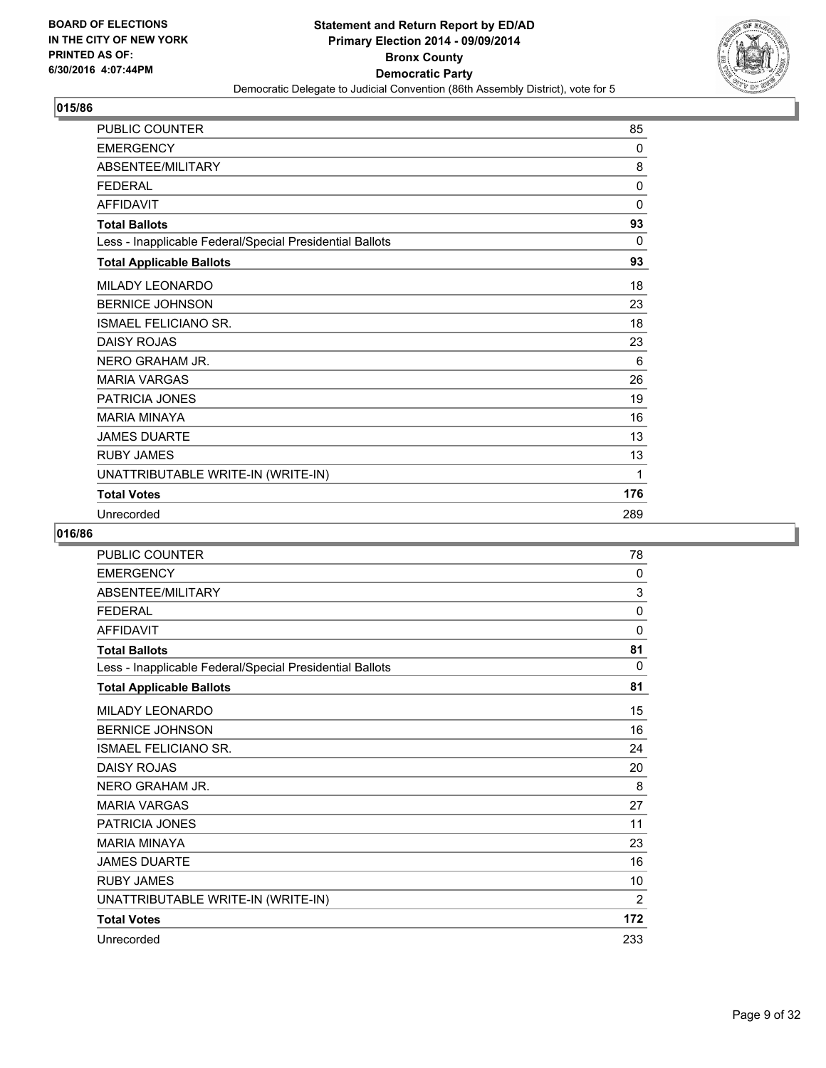## 015/86

| | |
|---|---|
| PUBLIC COUNTER | 85 |
| EMERGENCY | 0 |
| ABSENTEE/MILITARY | 8 |
| FEDERAL | 0 |
| AFFIDAVIT | 0 |
| **Total Ballots** | **93** |
| Less - Inapplicable Federal/Special Presidential Ballots | 0 |
| **Total Applicable Ballots** | **93** |
| MILADY LEONARDO | 18 |
| BERNICE JOHNSON | 23 |
| ISMAEL FELICIANO SR. | 18 |
| DAISY ROJAS | 23 |
| NERO GRAHAM JR. | 6 |
| MARIA VARGAS | 26 |
| PATRICIA JONES | 19 |
| MARIA MINAYA | 16 |
| JAMES DUARTE | 13 |
| RUBY JAMES | 13 |
| UNATTRIBUTABLE WRITE-IN (WRITE-IN) | 1 |
| **Total Votes** | **176** |
| Unrecorded | 289 |

## 016/86

| | |
|---|---|
| PUBLIC COUNTER | 78 |
| EMERGENCY | 0 |
| ABSENTEE/MILITARY | 3 |
| FEDERAL | 0 |
| AFFIDAVIT | 0 |
| **Total Ballots** | **81** |
| Less - Inapplicable Federal/Special Presidential Ballots | 0 |
| **Total Applicable Ballots** | **81** |
| MILADY LEONARDO | 15 |
| BERNICE JOHNSON | 16 |
| ISMAEL FELICIANO SR. | 24 |
| DAISY ROJAS | 20 |
| NERO GRAHAM JR. | 8 |
| MARIA VARGAS | 27 |
| PATRICIA JONES | 11 |
| MARIA MINAYA | 23 |
| JAMES DUARTE | 16 |
| RUBY JAMES | 10 |
| UNATTRIBUTABLE WRITE-IN (WRITE-IN) | 2 |
| **Total Votes** | **172** |
| Unrecorded | 233 |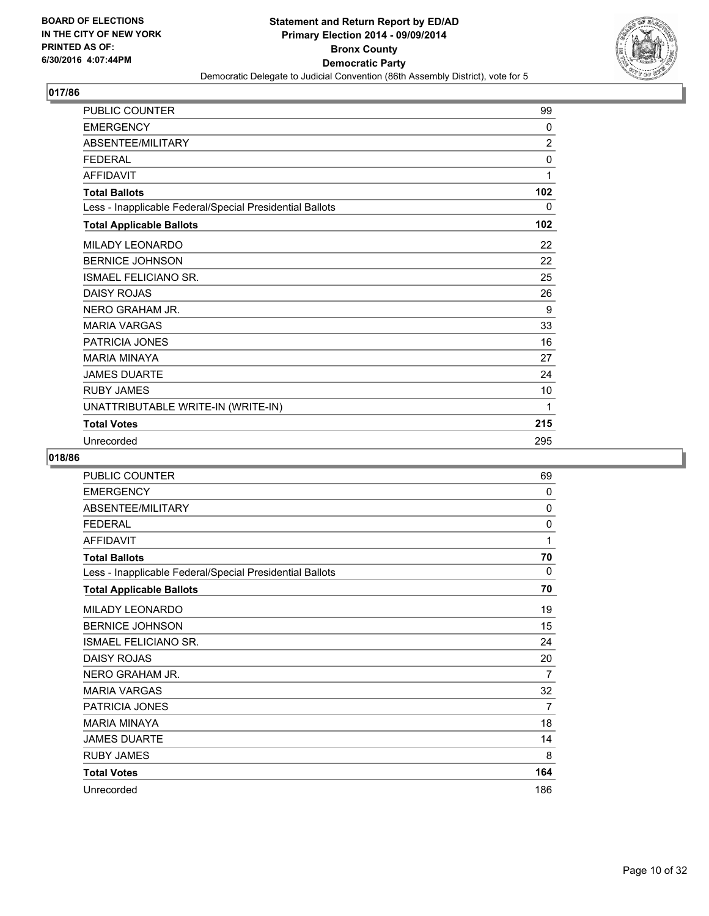**BOARD OF ELECTIONS IN THE CITY OF NEW YORK PRINTED AS OF: 6/30/2016 4:07:44PM**

**Statement and Return Report by ED/AD**
**Primary Election 2014 - 09/09/2014**
**Bronx County**
**Democratic Party**
Democratic Delegate to Judicial Convention (86th Assembly District), vote for 5

## 017/86

| | |
|---|---|
| PUBLIC COUNTER | 99 |
| EMERGENCY | 0 |
| ABSENTEE/MILITARY | 2 |
| FEDERAL | 0 |
| AFFIDAVIT | 1 |
| **Total Ballots** | **102** |
| Less - Inapplicable Federal/Special Presidential Ballots | 0 |
| **Total Applicable Ballots** | **102** |
| MILADY LEONARDO | 22 |
| BERNICE JOHNSON | 22 |
| ISMAEL FELICIANO SR. | 25 |
| DAISY ROJAS | 26 |
| NERO GRAHAM JR. | 9 |
| MARIA VARGAS | 33 |
| PATRICIA JONES | 16 |
| MARIA MINAYA | 27 |
| JAMES DUARTE | 24 |
| RUBY JAMES | 10 |
| UNATTRIBUTABLE WRITE-IN (WRITE-IN) | 1 |
| **Total Votes** | **215** |
| Unrecorded | 295 |

## 018/86

| | |
|---|---|
| PUBLIC COUNTER | 69 |
| EMERGENCY | 0 |
| ABSENTEE/MILITARY | 0 |
| FEDERAL | 0 |
| AFFIDAVIT | 1 |
| **Total Ballots** | **70** |
| Less - Inapplicable Federal/Special Presidential Ballots | 0 |
| **Total Applicable Ballots** | **70** |
| MILADY LEONARDO | 19 |
| BERNICE JOHNSON | 15 |
| ISMAEL FELICIANO SR. | 24 |
| DAISY ROJAS | 20 |
| NERO GRAHAM JR. | 7 |
| MARIA VARGAS | 32 |
| PATRICIA JONES | 7 |
| MARIA MINAYA | 18 |
| JAMES DUARTE | 14 |
| RUBY JAMES | 8 |
| **Total Votes** | **164** |
| Unrecorded | 186 |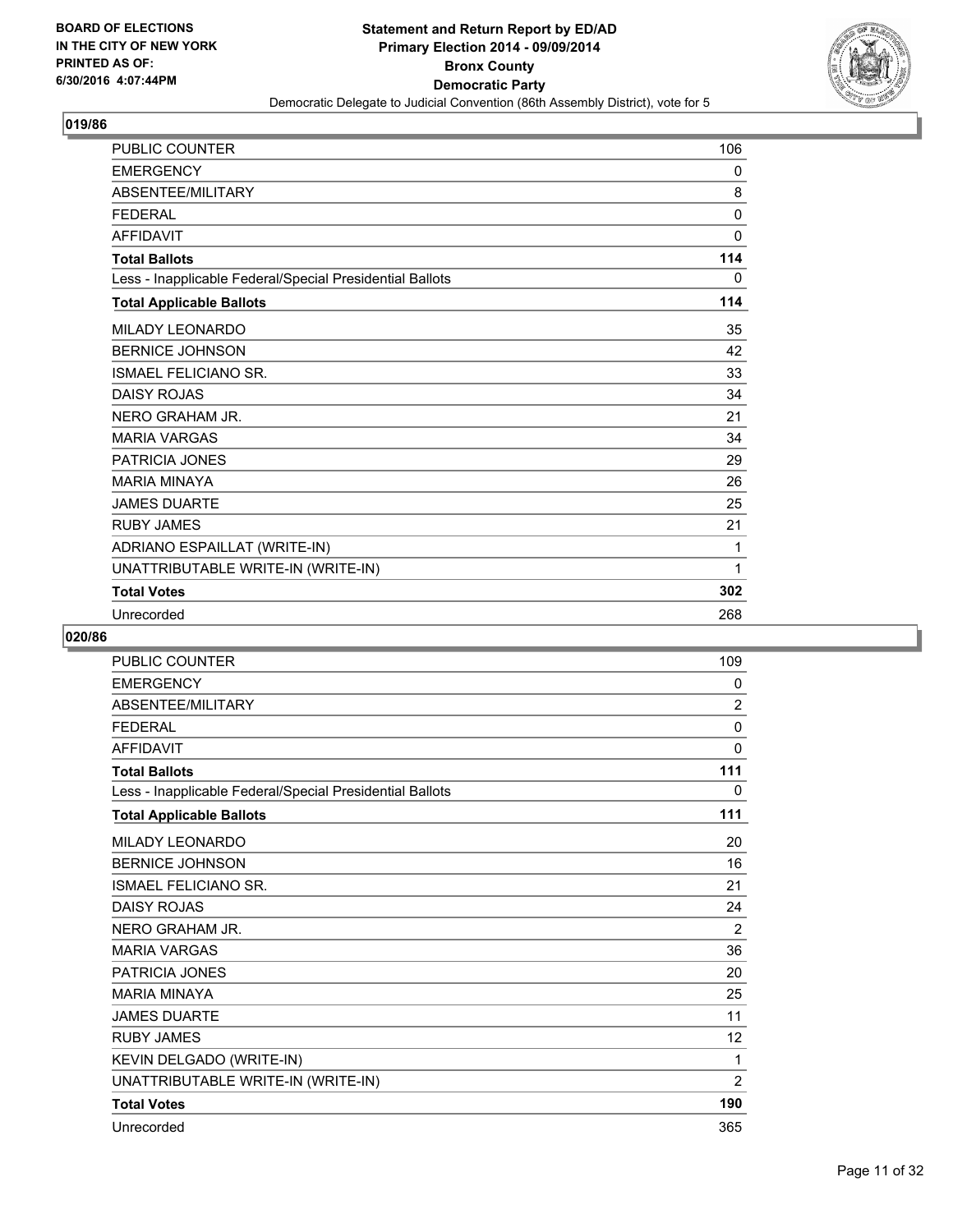BOARD OF ELECTIONS
IN THE CITY OF NEW YORK
PRINTED AS OF:
6/30/2016 4:07:44PM

**Statement and Return Report by ED/AD**
**Primary Election 2014 - 09/09/2014**
**Bronx County**
**Democratic Party**
Democratic Delegate to Judicial Convention (86th Assembly District), vote for 5

## 019/86

| | |
|---|---|
| PUBLIC COUNTER | 106 |
| EMERGENCY | 0 |
| ABSENTEE/MILITARY | 8 |
| FEDERAL | 0 |
| AFFIDAVIT | 0 |
| **Total Ballots** | **114** |
| Less - Inapplicable Federal/Special Presidential Ballots | 0 |
| **Total Applicable Ballots** | **114** |
| MILADY LEONARDO | 35 |
| BERNICE JOHNSON | 42 |
| ISMAEL FELICIANO SR. | 33 |
| DAISY ROJAS | 34 |
| NERO GRAHAM JR. | 21 |
| MARIA VARGAS | 34 |
| PATRICIA JONES | 29 |
| MARIA MINAYA | 26 |
| JAMES DUARTE | 25 |
| RUBY JAMES | 21 |
| ADRIANO ESPAILLAT (WRITE-IN) | 1 |
| UNATTRIBUTABLE WRITE-IN (WRITE-IN) | 1 |
| **Total Votes** | **302** |
| Unrecorded | 268 |

## 020/86

| | |
|---|---|
| PUBLIC COUNTER | 109 |
| EMERGENCY | 0 |
| ABSENTEE/MILITARY | 2 |
| FEDERAL | 0 |
| AFFIDAVIT | 0 |
| **Total Ballots** | **111** |
| Less - Inapplicable Federal/Special Presidential Ballots | 0 |
| **Total Applicable Ballots** | **111** |
| MILADY LEONARDO | 20 |
| BERNICE JOHNSON | 16 |
| ISMAEL FELICIANO SR. | 21 |
| DAISY ROJAS | 24 |
| NERO GRAHAM JR. | 2 |
| MARIA VARGAS | 36 |
| PATRICIA JONES | 20 |
| MARIA MINAYA | 25 |
| JAMES DUARTE | 11 |
| RUBY JAMES | 12 |
| KEVIN DELGADO (WRITE-IN) | 1 |
| UNATTRIBUTABLE WRITE-IN (WRITE-IN) | 2 |
| **Total Votes** | **190** |
| Unrecorded | 365 |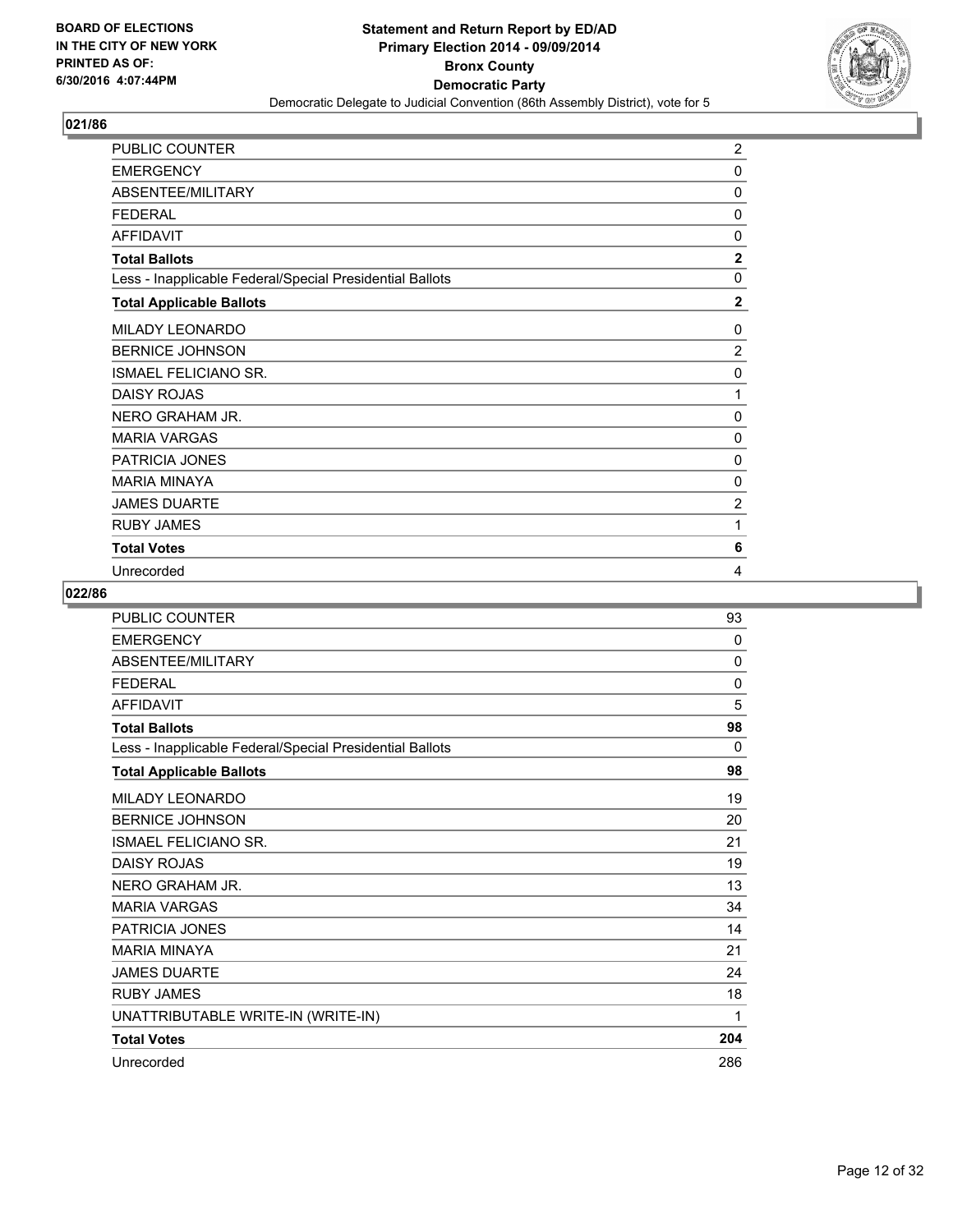**Statement and Return Report by ED/AD**
**Primary Election 2014 - 09/09/2014**
**Bronx County**
**Democratic Party**
Democratic Delegate to Judicial Convention (86th Assembly District), vote for 5

BOARD OF ELECTIONS
IN THE CITY OF NEW YORK
PRINTED AS OF:
6/30/2016 4:07:44PM

## 021/86

| | |
|---|---|
| PUBLIC COUNTER | 2 |
| EMERGENCY | 0 |
| ABSENTEE/MILITARY | 0 |
| FEDERAL | 0 |
| AFFIDAVIT | 0 |
| **Total Ballots** | **2** |
| Less - Inapplicable Federal/Special Presidential Ballots | 0 |
| **Total Applicable Ballots** | **2** |
| MILADY LEONARDO | 0 |
| BERNICE JOHNSON | 2 |
| ISMAEL FELICIANO SR. | 0 |
| DAISY ROJAS | 1 |
| NERO GRAHAM JR. | 0 |
| MARIA VARGAS | 0 |
| PATRICIA JONES | 0 |
| MARIA MINAYA | 0 |
| JAMES DUARTE | 2 |
| RUBY JAMES | 1 |
| **Total Votes** | **6** |
| Unrecorded | 4 |

## 022/86

| | |
|---|---|
| PUBLIC COUNTER | 93 |
| EMERGENCY | 0 |
| ABSENTEE/MILITARY | 0 |
| FEDERAL | 0 |
| AFFIDAVIT | 5 |
| **Total Ballots** | **98** |
| Less - Inapplicable Federal/Special Presidential Ballots | 0 |
| **Total Applicable Ballots** | **98** |
| MILADY LEONARDO | 19 |
| BERNICE JOHNSON | 20 |
| ISMAEL FELICIANO SR. | 21 |
| DAISY ROJAS | 19 |
| NERO GRAHAM JR. | 13 |
| MARIA VARGAS | 34 |
| PATRICIA JONES | 14 |
| MARIA MINAYA | 21 |
| JAMES DUARTE | 24 |
| RUBY JAMES | 18 |
| UNATTRIBUTABLE WRITE-IN (WRITE-IN) | 1 |
| **Total Votes** | **204** |
| Unrecorded | 286 |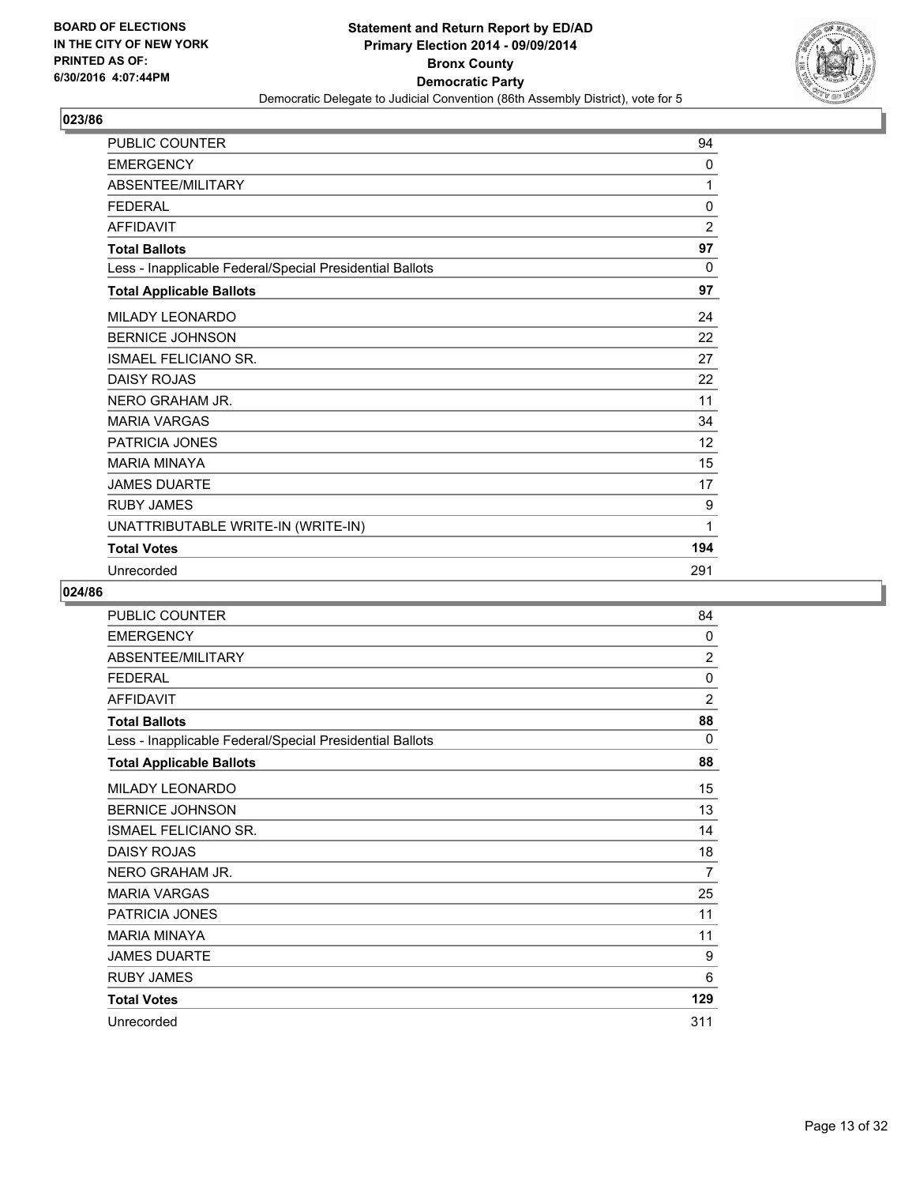BOARD OF ELECTIONS
IN THE CITY OF NEW YORK
PRINTED AS OF:
6/30/2016 4:07:44PM

**Statement and Return Report by ED/AD**
**Primary Election 2014 - 09/09/2014**
**Bronx County**
**Democratic Party**
Democratic Delegate to Judicial Convention (86th Assembly District), vote for 5

## 023/86

| | |
|---|---|
| PUBLIC COUNTER | 94 |
| EMERGENCY | 0 |
| ABSENTEE/MILITARY | 1 |
| FEDERAL | 0 |
| AFFIDAVIT | 2 |
| **Total Ballots** | **97** |
| Less - Inapplicable Federal/Special Presidential Ballots | 0 |
| **Total Applicable Ballots** | **97** |
| MILADY LEONARDO | 24 |
| BERNICE JOHNSON | 22 |
| ISMAEL FELICIANO SR. | 27 |
| DAISY ROJAS | 22 |
| NERO GRAHAM JR. | 11 |
| MARIA VARGAS | 34 |
| PATRICIA JONES | 12 |
| MARIA MINAYA | 15 |
| JAMES DUARTE | 17 |
| RUBY JAMES | 9 |
| UNATTRIBUTABLE WRITE-IN (WRITE-IN) | 1 |
| **Total Votes** | **194** |
| Unrecorded | 291 |

## 024/86

| | |
|---|---|
| PUBLIC COUNTER | 84 |
| EMERGENCY | 0 |
| ABSENTEE/MILITARY | 2 |
| FEDERAL | 0 |
| AFFIDAVIT | 2 |
| **Total Ballots** | **88** |
| Less - Inapplicable Federal/Special Presidential Ballots | 0 |
| **Total Applicable Ballots** | **88** |
| MILADY LEONARDO | 15 |
| BERNICE JOHNSON | 13 |
| ISMAEL FELICIANO SR. | 14 |
| DAISY ROJAS | 18 |
| NERO GRAHAM JR. | 7 |
| MARIA VARGAS | 25 |
| PATRICIA JONES | 11 |
| MARIA MINAYA | 11 |
| JAMES DUARTE | 9 |
| RUBY JAMES | 6 |
| **Total Votes** | **129** |
| Unrecorded | 311 |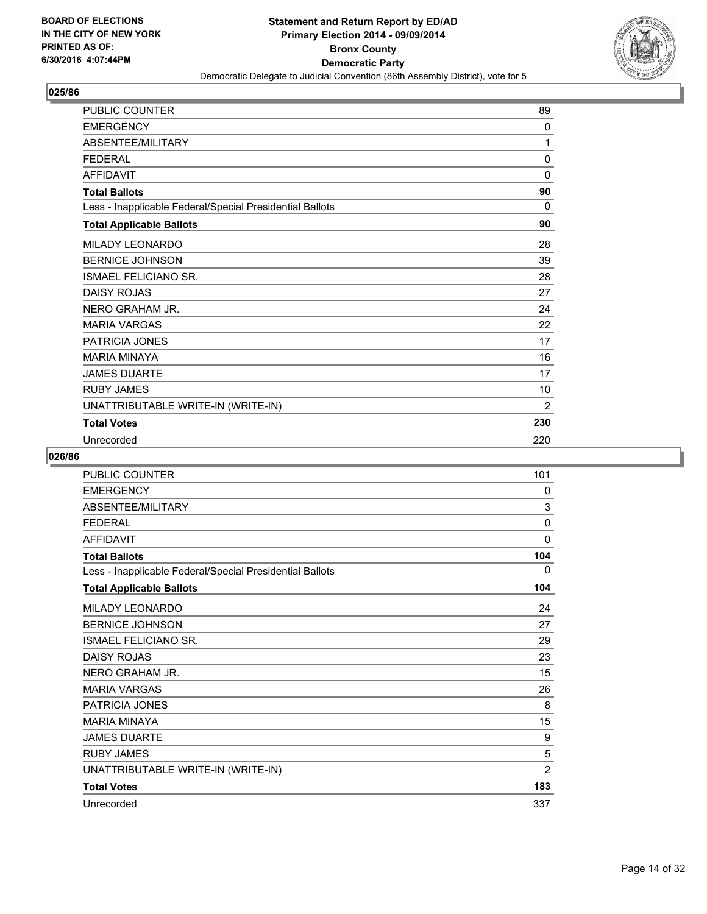BOARD OF ELECTIONS
IN THE CITY OF NEW YORK
PRINTED AS OF:
6/30/2016 4:07:44PM

**Statement and Return Report by ED/AD**
**Primary Election 2014 - 09/09/2014**
**Bronx County**
**Democratic Party**
Democratic Delegate to Judicial Convention (86th Assembly District), vote for 5

## 025/86

| | |
|---|---|
| PUBLIC COUNTER | 89 |
| EMERGENCY | 0 |
| ABSENTEE/MILITARY | 1 |
| FEDERAL | 0 |
| AFFIDAVIT | 0 |
| **Total Ballots** | **90** |
| Less - Inapplicable Federal/Special Presidential Ballots | 0 |
| **Total Applicable Ballots** | **90** |
| MILADY LEONARDO | 28 |
| BERNICE JOHNSON | 39 |
| ISMAEL FELICIANO SR. | 28 |
| DAISY ROJAS | 27 |
| NERO GRAHAM JR. | 24 |
| MARIA VARGAS | 22 |
| PATRICIA JONES | 17 |
| MARIA MINAYA | 16 |
| JAMES DUARTE | 17 |
| RUBY JAMES | 10 |
| UNATTRIBUTABLE WRITE-IN (WRITE-IN) | 2 |
| **Total Votes** | **230** |
| Unrecorded | 220 |

## 026/86

| | |
|---|---|
| PUBLIC COUNTER | 101 |
| EMERGENCY | 0 |
| ABSENTEE/MILITARY | 3 |
| FEDERAL | 0 |
| AFFIDAVIT | 0 |
| **Total Ballots** | **104** |
| Less - Inapplicable Federal/Special Presidential Ballots | 0 |
| **Total Applicable Ballots** | **104** |
| MILADY LEONARDO | 24 |
| BERNICE JOHNSON | 27 |
| ISMAEL FELICIANO SR. | 29 |
| DAISY ROJAS | 23 |
| NERO GRAHAM JR. | 15 |
| MARIA VARGAS | 26 |
| PATRICIA JONES | 8 |
| MARIA MINAYA | 15 |
| JAMES DUARTE | 9 |
| RUBY JAMES | 5 |
| UNATTRIBUTABLE WRITE-IN (WRITE-IN) | 2 |
| **Total Votes** | **183** |
| Unrecorded | 337 |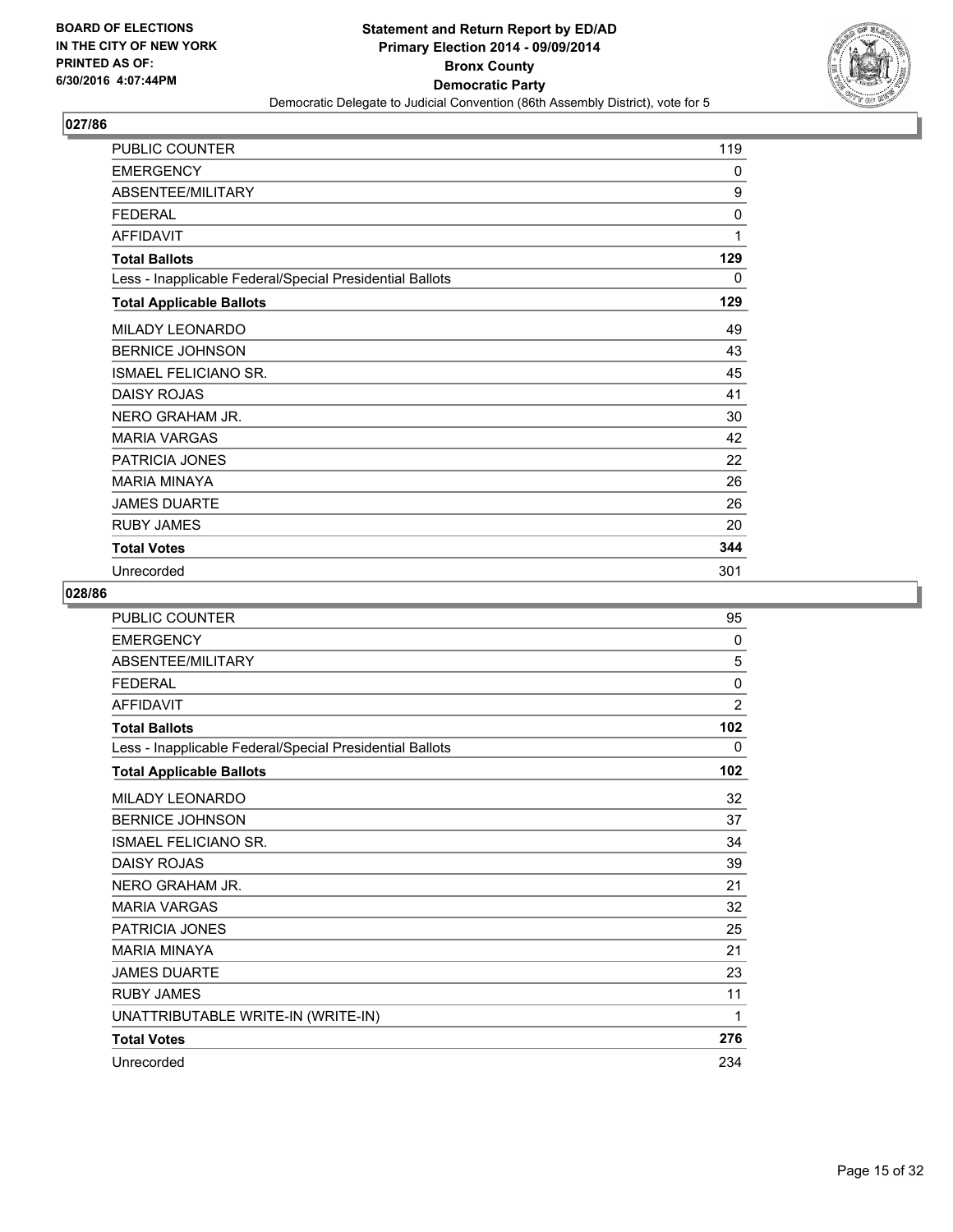BOARD OF ELECTIONS
IN THE CITY OF NEW YORK
PRINTED AS OF:
6/30/2016 4:07:44PM

**Statement and Return Report by ED/AD**
**Primary Election 2014 - 09/09/2014**
**Bronx County**
**Democratic Party**
Democratic Delegate to Judicial Convention (86th Assembly District), vote for 5

## 027/86

| | |
|---|---|
| PUBLIC COUNTER | 119 |
| EMERGENCY | 0 |
| ABSENTEE/MILITARY | 9 |
| FEDERAL | 0 |
| AFFIDAVIT | 1 |
| **Total Ballots** | **129** |
| Less - Inapplicable Federal/Special Presidential Ballots | 0 |
| **Total Applicable Ballots** | **129** |
| MILADY LEONARDO | 49 |
| BERNICE JOHNSON | 43 |
| ISMAEL FELICIANO SR. | 45 |
| DAISY ROJAS | 41 |
| NERO GRAHAM JR. | 30 |
| MARIA VARGAS | 42 |
| PATRICIA JONES | 22 |
| MARIA MINAYA | 26 |
| JAMES DUARTE | 26 |
| RUBY JAMES | 20 |
| **Total Votes** | **344** |
| Unrecorded | 301 |

## 028/86

| | |
|---|---|
| PUBLIC COUNTER | 95 |
| EMERGENCY | 0 |
| ABSENTEE/MILITARY | 5 |
| FEDERAL | 0 |
| AFFIDAVIT | 2 |
| **Total Ballots** | **102** |
| Less - Inapplicable Federal/Special Presidential Ballots | 0 |
| **Total Applicable Ballots** | **102** |
| MILADY LEONARDO | 32 |
| BERNICE JOHNSON | 37 |
| ISMAEL FELICIANO SR. | 34 |
| DAISY ROJAS | 39 |
| NERO GRAHAM JR. | 21 |
| MARIA VARGAS | 32 |
| PATRICIA JONES | 25 |
| MARIA MINAYA | 21 |
| JAMES DUARTE | 23 |
| RUBY JAMES | 11 |
| UNATTRIBUTABLE WRITE-IN (WRITE-IN) | 1 |
| **Total Votes** | **276** |
| Unrecorded | 234 |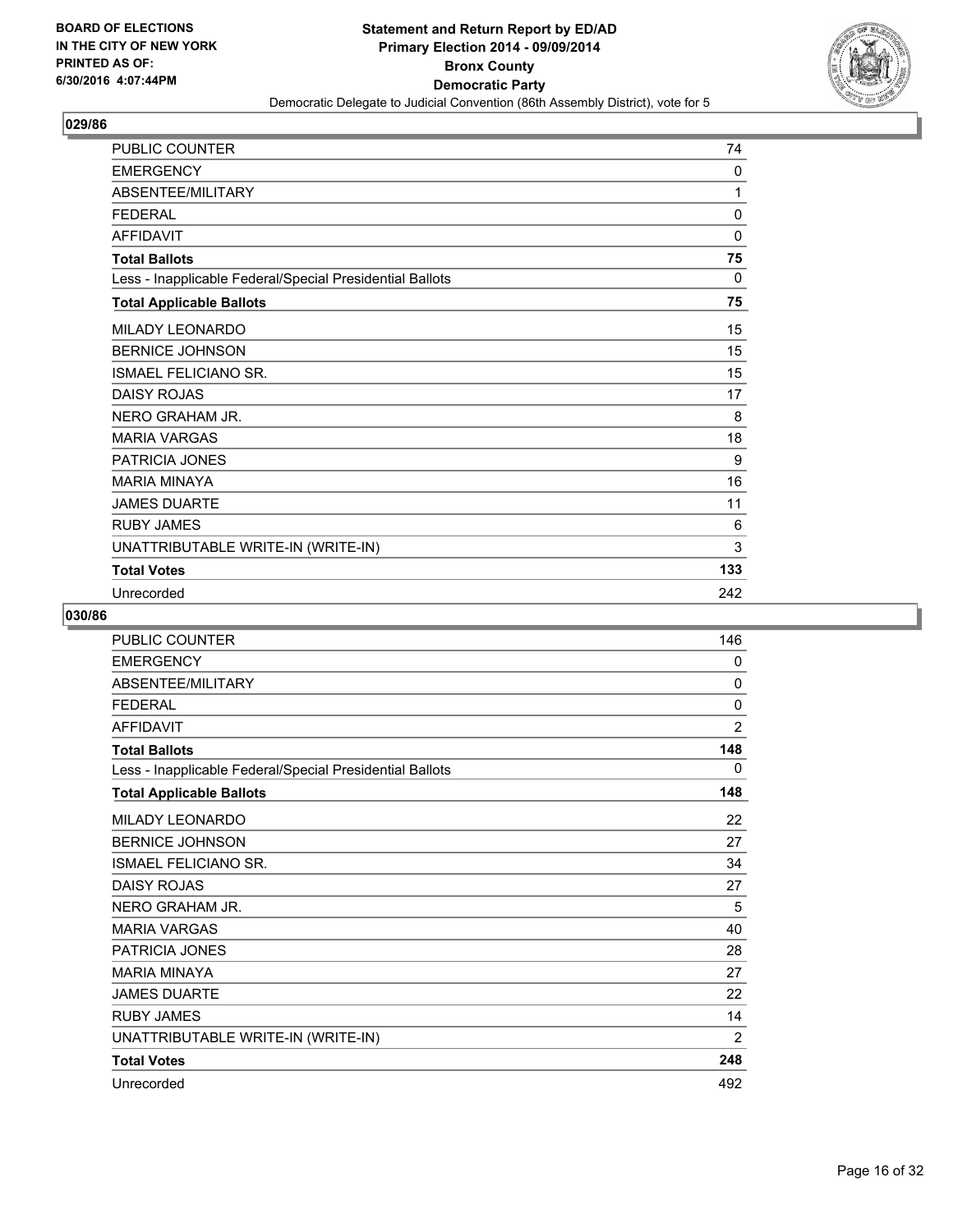BOARD OF ELECTIONS
IN THE CITY OF NEW YORK
PRINTED AS OF:
6/30/2016 4:07:44PM

**Statement and Return Report by ED/AD**
**Primary Election 2014 - 09/09/2014**
**Bronx County**
**Democratic Party**
Democratic Delegate to Judicial Convention (86th Assembly District), vote for 5

### 029/86

| | |
|---|---|
| PUBLIC COUNTER | 74 |
| EMERGENCY | 0 |
| ABSENTEE/MILITARY | 1 |
| FEDERAL | 0 |
| AFFIDAVIT | 0 |
| **Total Ballots** | **75** |
| Less - Inapplicable Federal/Special Presidential Ballots | 0 |
| **Total Applicable Ballots** | **75** |
| MILADY LEONARDO | 15 |
| BERNICE JOHNSON | 15 |
| ISMAEL FELICIANO SR. | 15 |
| DAISY ROJAS | 17 |
| NERO GRAHAM JR. | 8 |
| MARIA VARGAS | 18 |
| PATRICIA JONES | 9 |
| MARIA MINAYA | 16 |
| JAMES DUARTE | 11 |
| RUBY JAMES | 6 |
| UNATTRIBUTABLE WRITE-IN (WRITE-IN) | 3 |
| **Total Votes** | **133** |
| Unrecorded | 242 |

### 030/86

| | |
|---|---|
| PUBLIC COUNTER | 146 |
| EMERGENCY | 0 |
| ABSENTEE/MILITARY | 0 |
| FEDERAL | 0 |
| AFFIDAVIT | 2 |
| **Total Ballots** | **148** |
| Less - Inapplicable Federal/Special Presidential Ballots | 0 |
| **Total Applicable Ballots** | **148** |
| MILADY LEONARDO | 22 |
| BERNICE JOHNSON | 27 |
| ISMAEL FELICIANO SR. | 34 |
| DAISY ROJAS | 27 |
| NERO GRAHAM JR. | 5 |
| MARIA VARGAS | 40 |
| PATRICIA JONES | 28 |
| MARIA MINAYA | 27 |
| JAMES DUARTE | 22 |
| RUBY JAMES | 14 |
| UNATTRIBUTABLE WRITE-IN (WRITE-IN) | 2 |
| **Total Votes** | **248** |
| Unrecorded | 492 |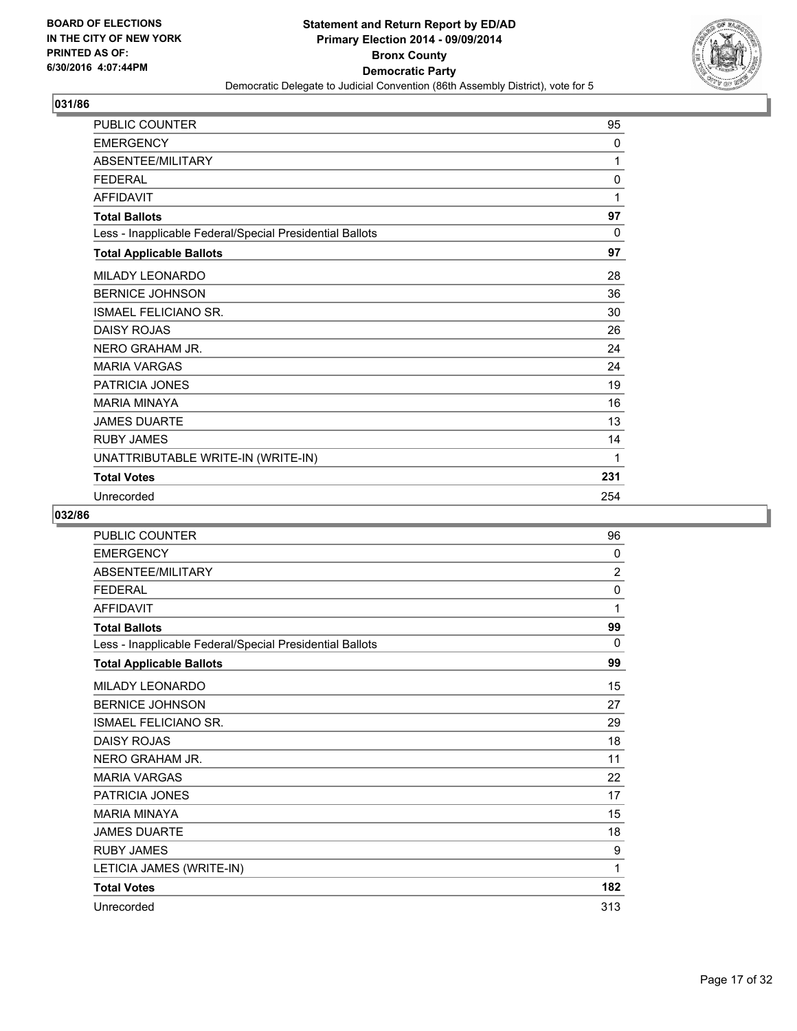**BOARD OF ELECTIONS IN THE CITY OF NEW YORK PRINTED AS OF: 6/30/2016 4:07:44PM**

**Statement and Return Report by ED/AD**
**Primary Election 2014 - 09/09/2014**
**Bronx County**
**Democratic Party**
Democratic Delegate to Judicial Convention (86th Assembly District), vote for 5

## 031/86

| | |
|---|---|
| PUBLIC COUNTER | 95 |
| EMERGENCY | 0 |
| ABSENTEE/MILITARY | 1 |
| FEDERAL | 0 |
| AFFIDAVIT | 1 |
| **Total Ballots** | **97** |
| Less - Inapplicable Federal/Special Presidential Ballots | 0 |
| **Total Applicable Ballots** | **97** |
| MILADY LEONARDO | 28 |
| BERNICE JOHNSON | 36 |
| ISMAEL FELICIANO SR. | 30 |
| DAISY ROJAS | 26 |
| NERO GRAHAM JR. | 24 |
| MARIA VARGAS | 24 |
| PATRICIA JONES | 19 |
| MARIA MINAYA | 16 |
| JAMES DUARTE | 13 |
| RUBY JAMES | 14 |
| UNATTRIBUTABLE WRITE-IN (WRITE-IN) | 1 |
| **Total Votes** | **231** |
| Unrecorded | 254 |

## 032/86

| | |
|---|---|
| PUBLIC COUNTER | 96 |
| EMERGENCY | 0 |
| ABSENTEE/MILITARY | 2 |
| FEDERAL | 0 |
| AFFIDAVIT | 1 |
| **Total Ballots** | **99** |
| Less - Inapplicable Federal/Special Presidential Ballots | 0 |
| **Total Applicable Ballots** | **99** |
| MILADY LEONARDO | 15 |
| BERNICE JOHNSON | 27 |
| ISMAEL FELICIANO SR. | 29 |
| DAISY ROJAS | 18 |
| NERO GRAHAM JR. | 11 |
| MARIA VARGAS | 22 |
| PATRICIA JONES | 17 |
| MARIA MINAYA | 15 |
| JAMES DUARTE | 18 |
| RUBY JAMES | 9 |
| LETICIA JAMES (WRITE-IN) | 1 |
| **Total Votes** | **182** |
| Unrecorded | 313 |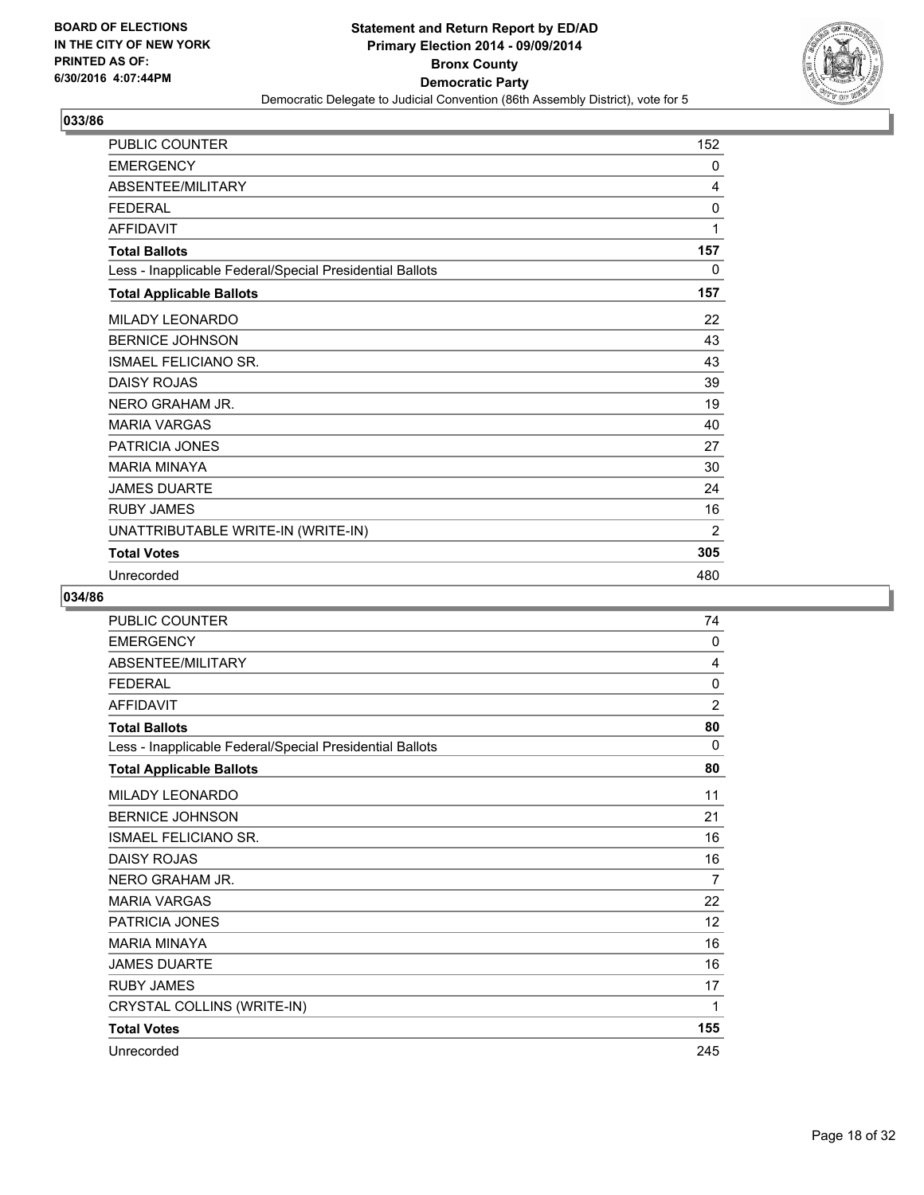BOARD OF ELECTIONS IN THE CITY OF NEW YORK PRINTED AS OF: 6/30/2016 4:07:44PM

**Statement and Return Report by ED/AD**
**Primary Election 2014 - 09/09/2014**
**Bronx County**
**Democratic Party**
Democratic Delegate to Judicial Convention (86th Assembly District), vote for 5

## 033/86

| | |
|---|---|
| PUBLIC COUNTER | 152 |
| EMERGENCY | 0 |
| ABSENTEE/MILITARY | 4 |
| FEDERAL | 0 |
| AFFIDAVIT | 1 |
| **Total Ballots** | **157** |
| Less - Inapplicable Federal/Special Presidential Ballots | 0 |
| **Total Applicable Ballots** | **157** |
| MILADY LEONARDO | 22 |
| BERNICE JOHNSON | 43 |
| ISMAEL FELICIANO SR. | 43 |
| DAISY ROJAS | 39 |
| NERO GRAHAM JR. | 19 |
| MARIA VARGAS | 40 |
| PATRICIA JONES | 27 |
| MARIA MINAYA | 30 |
| JAMES DUARTE | 24 |
| RUBY JAMES | 16 |
| UNATTRIBUTABLE WRITE-IN (WRITE-IN) | 2 |
| **Total Votes** | **305** |
| Unrecorded | 480 |

## 034/86

| | |
|---|---|
| PUBLIC COUNTER | 74 |
| EMERGENCY | 0 |
| ABSENTEE/MILITARY | 4 |
| FEDERAL | 0 |
| AFFIDAVIT | 2 |
| **Total Ballots** | **80** |
| Less - Inapplicable Federal/Special Presidential Ballots | 0 |
| **Total Applicable Ballots** | **80** |
| MILADY LEONARDO | 11 |
| BERNICE JOHNSON | 21 |
| ISMAEL FELICIANO SR. | 16 |
| DAISY ROJAS | 16 |
| NERO GRAHAM JR. | 7 |
| MARIA VARGAS | 22 |
| PATRICIA JONES | 12 |
| MARIA MINAYA | 16 |
| JAMES DUARTE | 16 |
| RUBY JAMES | 17 |
| CRYSTAL COLLINS (WRITE-IN) | 1 |
| **Total Votes** | **155** |
| Unrecorded | 245 |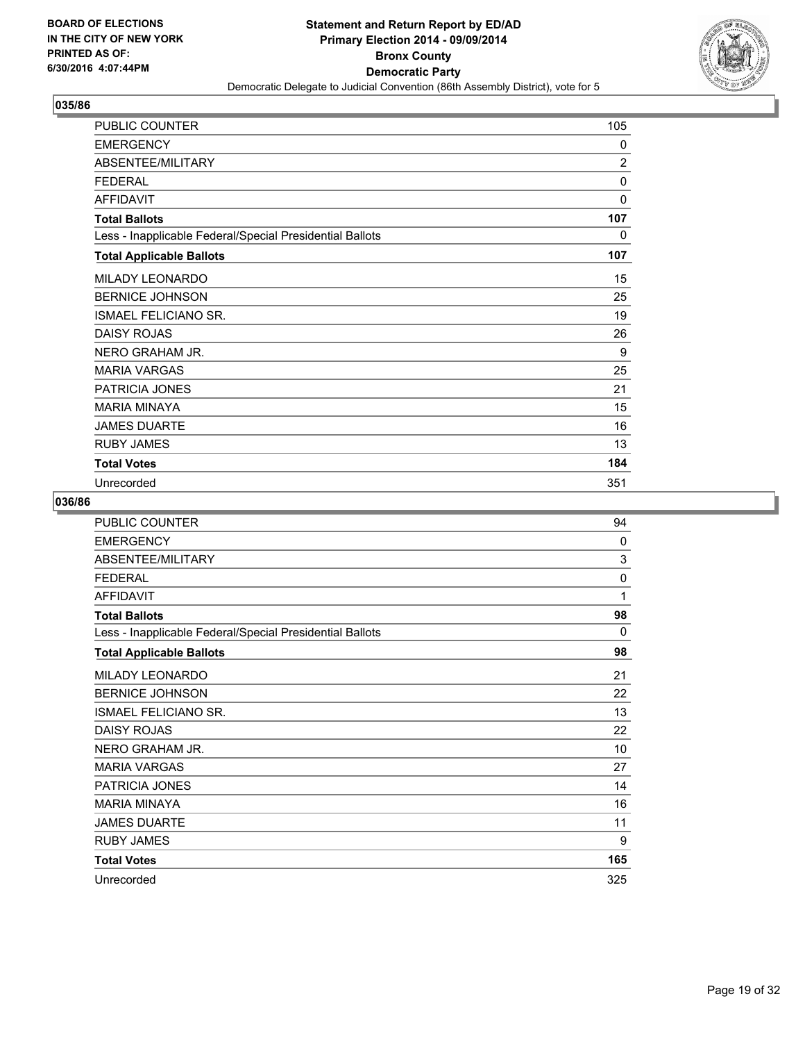**BOARD OF ELECTIONS IN THE CITY OF NEW YORK PRINTED AS OF: 6/30/2016 4:07:44PM**

**Statement and Return Report by ED/AD**
**Primary Election 2014 - 09/09/2014**
**Bronx County**
**Democratic Party**
Democratic Delegate to Judicial Convention (86th Assembly District), vote for 5

## 035/86

| | |
|---|---|
| PUBLIC COUNTER | 105 |
| EMERGENCY | 0 |
| ABSENTEE/MILITARY | 2 |
| FEDERAL | 0 |
| AFFIDAVIT | 0 |
| **Total Ballots** | **107** |
| Less - Inapplicable Federal/Special Presidential Ballots | 0 |
| **Total Applicable Ballots** | **107** |
| MILADY LEONARDO | 15 |
| BERNICE JOHNSON | 25 |
| ISMAEL FELICIANO SR. | 19 |
| DAISY ROJAS | 26 |
| NERO GRAHAM JR. | 9 |
| MARIA VARGAS | 25 |
| PATRICIA JONES | 21 |
| MARIA MINAYA | 15 |
| JAMES DUARTE | 16 |
| RUBY JAMES | 13 |
| **Total Votes** | **184** |
| Unrecorded | 351 |

## 036/86

| | |
|---|---|
| PUBLIC COUNTER | 94 |
| EMERGENCY | 0 |
| ABSENTEE/MILITARY | 3 |
| FEDERAL | 0 |
| AFFIDAVIT | 1 |
| **Total Ballots** | **98** |
| Less - Inapplicable Federal/Special Presidential Ballots | 0 |
| **Total Applicable Ballots** | **98** |
| MILADY LEONARDO | 21 |
| BERNICE JOHNSON | 22 |
| ISMAEL FELICIANO SR. | 13 |
| DAISY ROJAS | 22 |
| NERO GRAHAM JR. | 10 |
| MARIA VARGAS | 27 |
| PATRICIA JONES | 14 |
| MARIA MINAYA | 16 |
| JAMES DUARTE | 11 |
| RUBY JAMES | 9 |
| **Total Votes** | **165** |
| Unrecorded | 325 |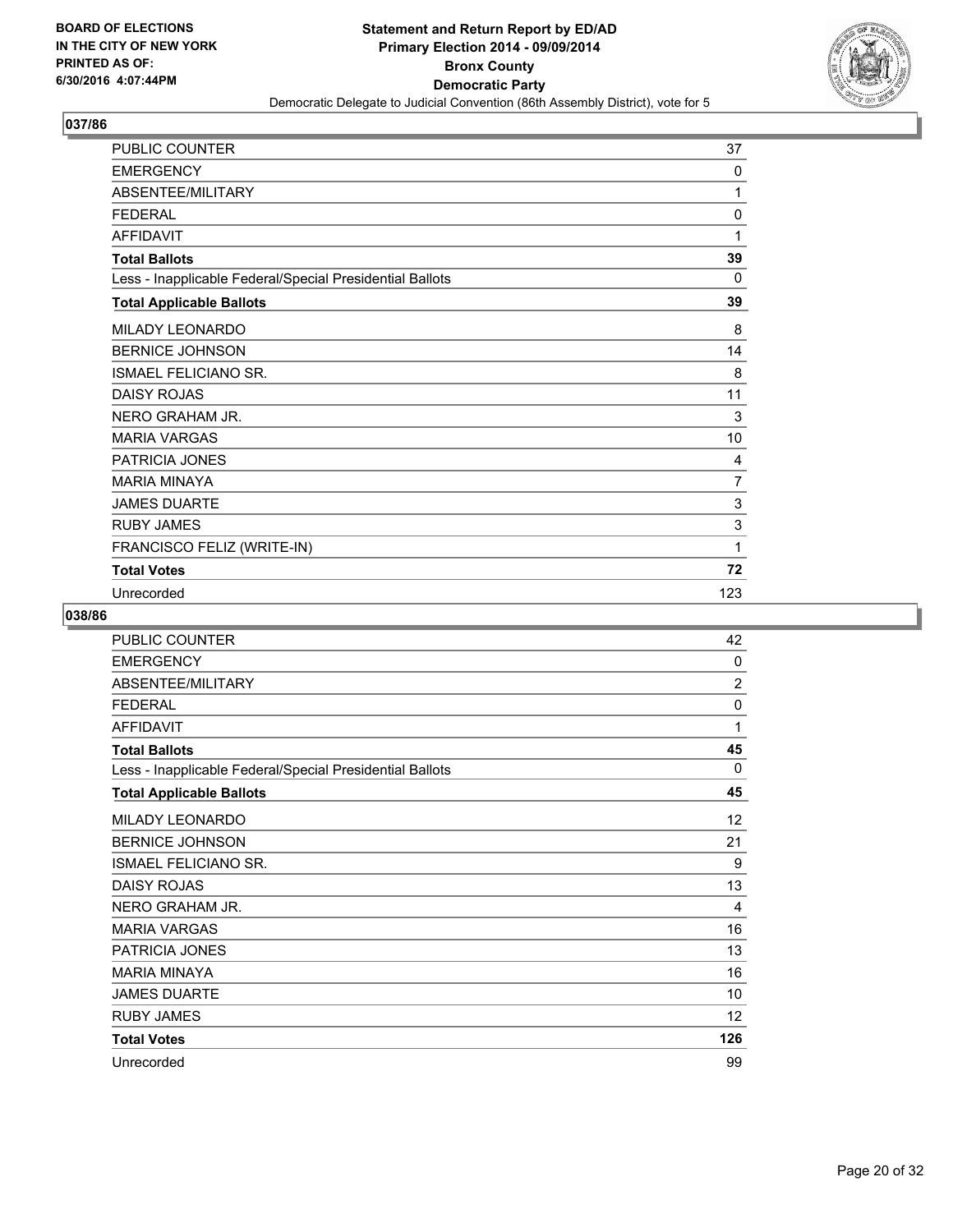**BOARD OF ELECTIONS IN THE CITY OF NEW YORK PRINTED AS OF: 6/30/2016 4:07:44PM**

**Statement and Return Report by ED/AD Primary Election 2014 - 09/09/2014 Bronx County Democratic Party**

Democratic Delegate to Judicial Convention (86th Assembly District), vote for 5

## 037/86

| | |
|---|---|
| PUBLIC COUNTER | 37 |
| EMERGENCY | 0 |
| ABSENTEE/MILITARY | 1 |
| FEDERAL | 0 |
| AFFIDAVIT | 1 |
| **Total Ballots** | **39** |
| Less - Inapplicable Federal/Special Presidential Ballots | 0 |
| **Total Applicable Ballots** | **39** |
| MILADY LEONARDO | 8 |
| BERNICE JOHNSON | 14 |
| ISMAEL FELICIANO SR. | 8 |
| DAISY ROJAS | 11 |
| NERO GRAHAM JR. | 3 |
| MARIA VARGAS | 10 |
| PATRICIA JONES | 4 |
| MARIA MINAYA | 7 |
| JAMES DUARTE | 3 |
| RUBY JAMES | 3 |
| FRANCISCO FELIZ (WRITE-IN) | 1 |
| **Total Votes** | **72** |
| Unrecorded | 123 |

## 038/86

| | |
|---|---|
| PUBLIC COUNTER | 42 |
| EMERGENCY | 0 |
| ABSENTEE/MILITARY | 2 |
| FEDERAL | 0 |
| AFFIDAVIT | 1 |
| **Total Ballots** | **45** |
| Less - Inapplicable Federal/Special Presidential Ballots | 0 |
| **Total Applicable Ballots** | **45** |
| MILADY LEONARDO | 12 |
| BERNICE JOHNSON | 21 |
| ISMAEL FELICIANO SR. | 9 |
| DAISY ROJAS | 13 |
| NERO GRAHAM JR. | 4 |
| MARIA VARGAS | 16 |
| PATRICIA JONES | 13 |
| MARIA MINAYA | 16 |
| JAMES DUARTE | 10 |
| RUBY JAMES | 12 |
| **Total Votes** | **126** |
| Unrecorded | 99 |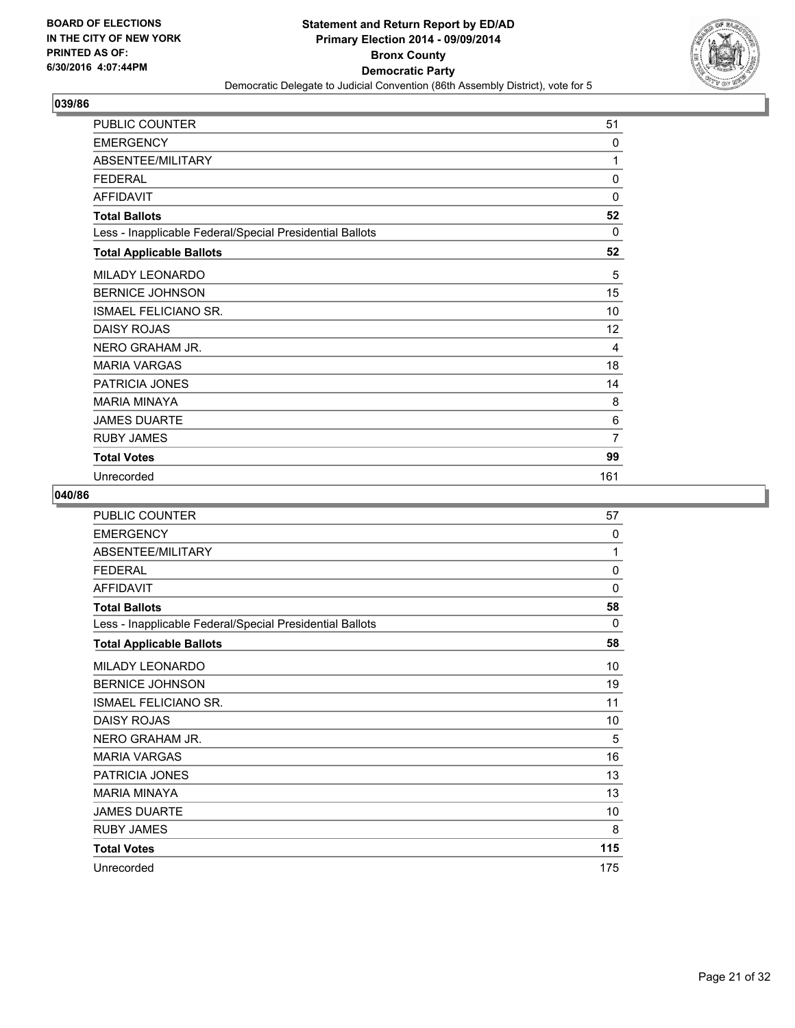**BOARD OF ELECTIONS IN THE CITY OF NEW YORK PRINTED AS OF: 6/30/2016 4:07:44PM**

# Statement and Return Report by ED/AD
## Primary Election 2014 - 09/09/2014
## Bronx County
## Democratic Party
Democratic Delegate to Judicial Convention (86th Assembly District), vote for 5

### 039/86

| | |
|---|---|
| PUBLIC COUNTER | 51 |
| EMERGENCY | 0 |
| ABSENTEE/MILITARY | 1 |
| FEDERAL | 0 |
| AFFIDAVIT | 0 |
| **Total Ballots** | **52** |
| Less - Inapplicable Federal/Special Presidential Ballots | 0 |
| **Total Applicable Ballots** | **52** |
| MILADY LEONARDO | 5 |
| BERNICE JOHNSON | 15 |
| ISMAEL FELICIANO SR. | 10 |
| DAISY ROJAS | 12 |
| NERO GRAHAM JR. | 4 |
| MARIA VARGAS | 18 |
| PATRICIA JONES | 14 |
| MARIA MINAYA | 8 |
| JAMES DUARTE | 6 |
| RUBY JAMES | 7 |
| **Total Votes** | **99** |
| Unrecorded | 161 |

### 040/86

| | |
|---|---|
| PUBLIC COUNTER | 57 |
| EMERGENCY | 0 |
| ABSENTEE/MILITARY | 1 |
| FEDERAL | 0 |
| AFFIDAVIT | 0 |
| **Total Ballots** | **58** |
| Less - Inapplicable Federal/Special Presidential Ballots | 0 |
| **Total Applicable Ballots** | **58** |
| MILADY LEONARDO | 10 |
| BERNICE JOHNSON | 19 |
| ISMAEL FELICIANO SR. | 11 |
| DAISY ROJAS | 10 |
| NERO GRAHAM JR. | 5 |
| MARIA VARGAS | 16 |
| PATRICIA JONES | 13 |
| MARIA MINAYA | 13 |
| JAMES DUARTE | 10 |
| RUBY JAMES | 8 |
| **Total Votes** | **115** |
| Unrecorded | 175 |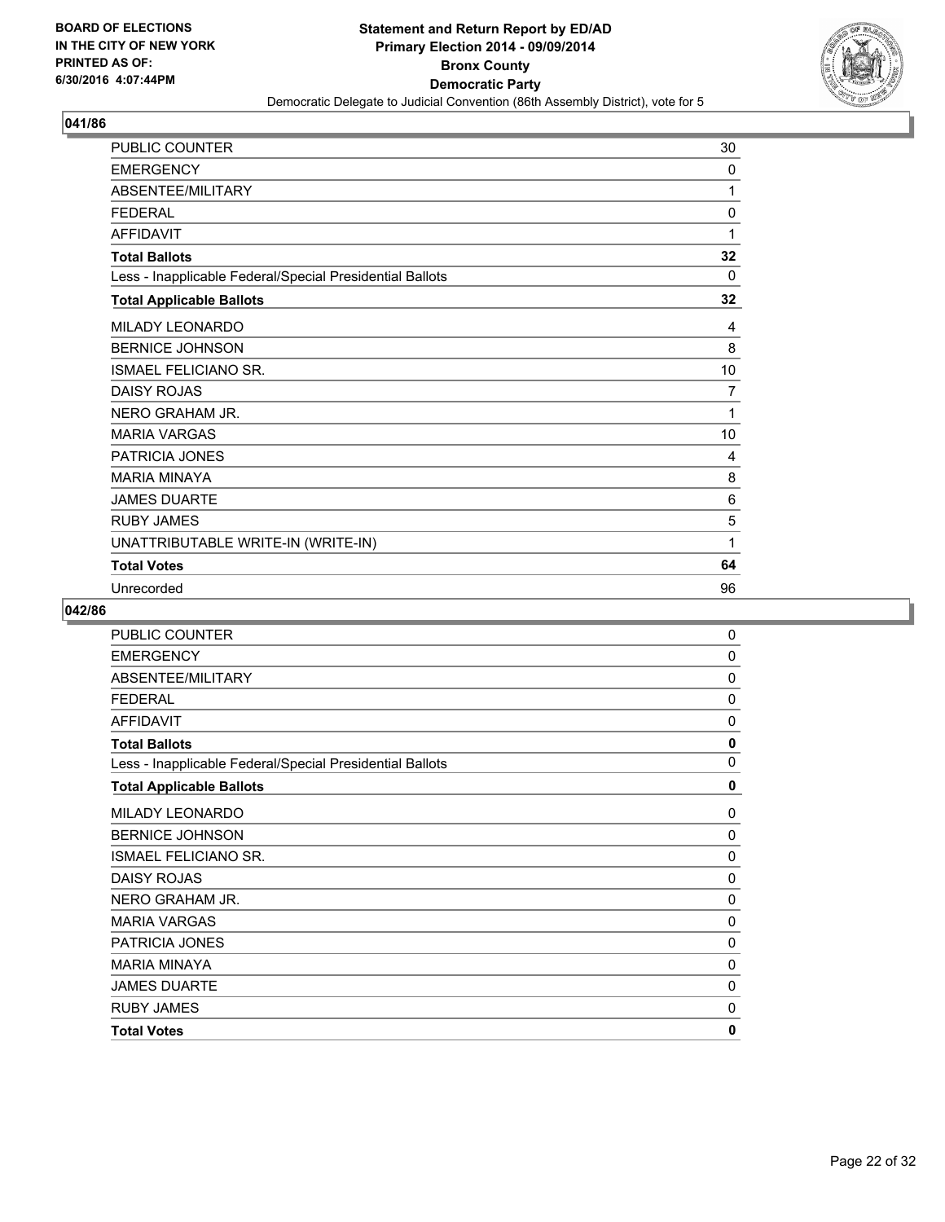**BOARD OF ELECTIONS IN THE CITY OF NEW YORK PRINTED AS OF: 6/30/2016 4:07:44PM**

**Statement and Return Report by ED/AD**
**Primary Election 2014 - 09/09/2014**
**Bronx County**
**Democratic Party**
Democratic Delegate to Judicial Convention (86th Assembly District), vote for 5

## 041/86

| | |
|---|---|
| PUBLIC COUNTER | 30 |
| EMERGENCY | 0 |
| ABSENTEE/MILITARY | 1 |
| FEDERAL | 0 |
| AFFIDAVIT | 1 |
| **Total Ballots** | **32** |
| Less - Inapplicable Federal/Special Presidential Ballots | 0 |
| **Total Applicable Ballots** | **32** |
| MILADY LEONARDO | 4 |
| BERNICE JOHNSON | 8 |
| ISMAEL FELICIANO SR. | 10 |
| DAISY ROJAS | 7 |
| NERO GRAHAM JR. | 1 |
| MARIA VARGAS | 10 |
| PATRICIA JONES | 4 |
| MARIA MINAYA | 8 |
| JAMES DUARTE | 6 |
| RUBY JAMES | 5 |
| UNATTRIBUTABLE WRITE-IN (WRITE-IN) | 1 |
| **Total Votes** | **64** |
| Unrecorded | 96 |

## 042/86

| | |
|---|---|
| PUBLIC COUNTER | 0 |
| EMERGENCY | 0 |
| ABSENTEE/MILITARY | 0 |
| FEDERAL | 0 |
| AFFIDAVIT | 0 |
| **Total Ballots** | **0** |
| Less - Inapplicable Federal/Special Presidential Ballots | 0 |
| **Total Applicable Ballots** | **0** |
| MILADY LEONARDO | 0 |
| BERNICE JOHNSON | 0 |
| ISMAEL FELICIANO SR. | 0 |
| DAISY ROJAS | 0 |
| NERO GRAHAM JR. | 0 |
| MARIA VARGAS | 0 |
| PATRICIA JONES | 0 |
| MARIA MINAYA | 0 |
| JAMES DUARTE | 0 |
| RUBY JAMES | 0 |
| **Total Votes** | **0** |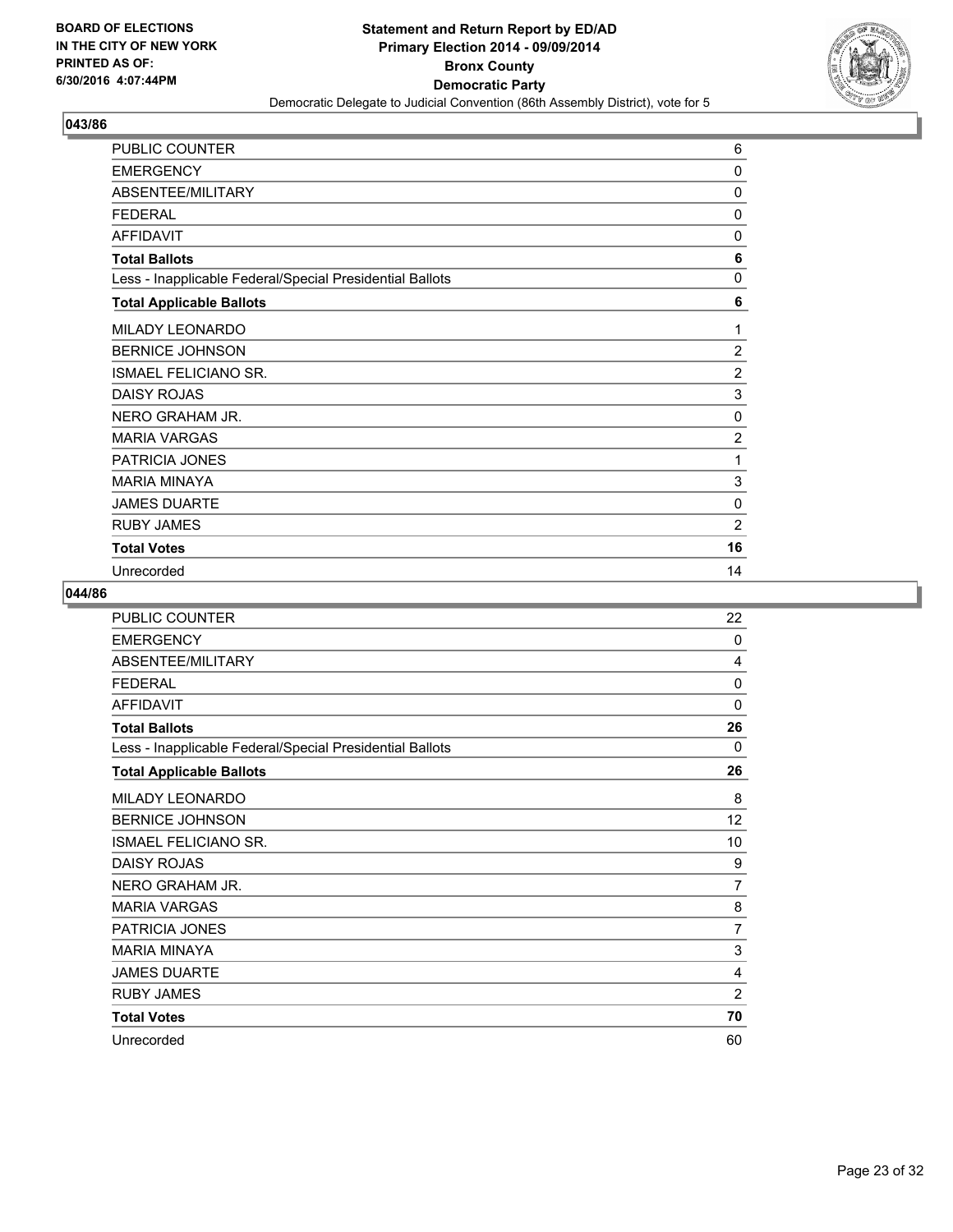**BOARD OF ELECTIONS IN THE CITY OF NEW YORK PRINTED AS OF: 6/30/2016 4:07:44PM**

**Statement and Return Report by ED/AD Primary Election 2014 - 09/09/2014 Bronx County Democratic Party**

Democratic Delegate to Judicial Convention (86th Assembly District), vote for 5

## 043/86

| | |
|---|---|
| PUBLIC COUNTER | 6 |
| EMERGENCY | 0 |
| ABSENTEE/MILITARY | 0 |
| FEDERAL | 0 |
| AFFIDAVIT | 0 |
| **Total Ballots** | **6** |
| Less - Inapplicable Federal/Special Presidential Ballots | 0 |
| **Total Applicable Ballots** | **6** |
| MILADY LEONARDO | 1 |
| BERNICE JOHNSON | 2 |
| ISMAEL FELICIANO SR. | 2 |
| DAISY ROJAS | 3 |
| NERO GRAHAM JR. | 0 |
| MARIA VARGAS | 2 |
| PATRICIA JONES | 1 |
| MARIA MINAYA | 3 |
| JAMES DUARTE | 0 |
| RUBY JAMES | 2 |
| **Total Votes** | **16** |
| Unrecorded | 14 |

## 044/86

| | |
|---|---|
| PUBLIC COUNTER | 22 |
| EMERGENCY | 0 |
| ABSENTEE/MILITARY | 4 |
| FEDERAL | 0 |
| AFFIDAVIT | 0 |
| **Total Ballots** | **26** |
| Less - Inapplicable Federal/Special Presidential Ballots | 0 |
| **Total Applicable Ballots** | **26** |
| MILADY LEONARDO | 8 |
| BERNICE JOHNSON | 12 |
| ISMAEL FELICIANO SR. | 10 |
| DAISY ROJAS | 9 |
| NERO GRAHAM JR. | 7 |
| MARIA VARGAS | 8 |
| PATRICIA JONES | 7 |
| MARIA MINAYA | 3 |
| JAMES DUARTE | 4 |
| RUBY JAMES | 2 |
| **Total Votes** | **70** |
| Unrecorded | 60 |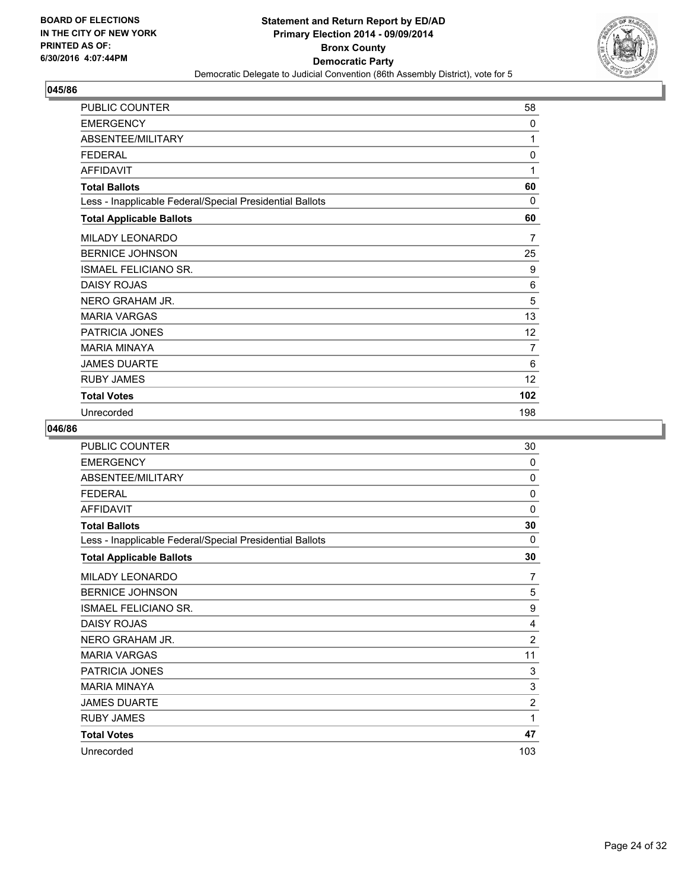BOARD OF ELECTIONS
IN THE CITY OF NEW YORK
PRINTED AS OF:
6/30/2016 4:07:44PM

**Statement and Return Report by ED/AD**
**Primary Election 2014 - 09/09/2014**
**Bronx County**
**Democratic Party**
Democratic Delegate to Judicial Convention (86th Assembly District), vote for 5

### 045/86

| | |
|---|---|
| PUBLIC COUNTER | 58 |
| EMERGENCY | 0 |
| ABSENTEE/MILITARY | 1 |
| FEDERAL | 0 |
| AFFIDAVIT | 1 |
| **Total Ballots** | **60** |
| Less - Inapplicable Federal/Special Presidential Ballots | 0 |
| **Total Applicable Ballots** | **60** |
| MILADY LEONARDO | 7 |
| BERNICE JOHNSON | 25 |
| ISMAEL FELICIANO SR. | 9 |
| DAISY ROJAS | 6 |
| NERO GRAHAM JR. | 5 |
| MARIA VARGAS | 13 |
| PATRICIA JONES | 12 |
| MARIA MINAYA | 7 |
| JAMES DUARTE | 6 |
| RUBY JAMES | 12 |
| **Total Votes** | **102** |
| Unrecorded | 198 |

### 046/86

| | |
|---|---|
| PUBLIC COUNTER | 30 |
| EMERGENCY | 0 |
| ABSENTEE/MILITARY | 0 |
| FEDERAL | 0 |
| AFFIDAVIT | 0 |
| **Total Ballots** | **30** |
| Less - Inapplicable Federal/Special Presidential Ballots | 0 |
| **Total Applicable Ballots** | **30** |
| MILADY LEONARDO | 7 |
| BERNICE JOHNSON | 5 |
| ISMAEL FELICIANO SR. | 9 |
| DAISY ROJAS | 4 |
| NERO GRAHAM JR. | 2 |
| MARIA VARGAS | 11 |
| PATRICIA JONES | 3 |
| MARIA MINAYA | 3 |
| JAMES DUARTE | 2 |
| RUBY JAMES | 1 |
| **Total Votes** | **47** |
| Unrecorded | 103 |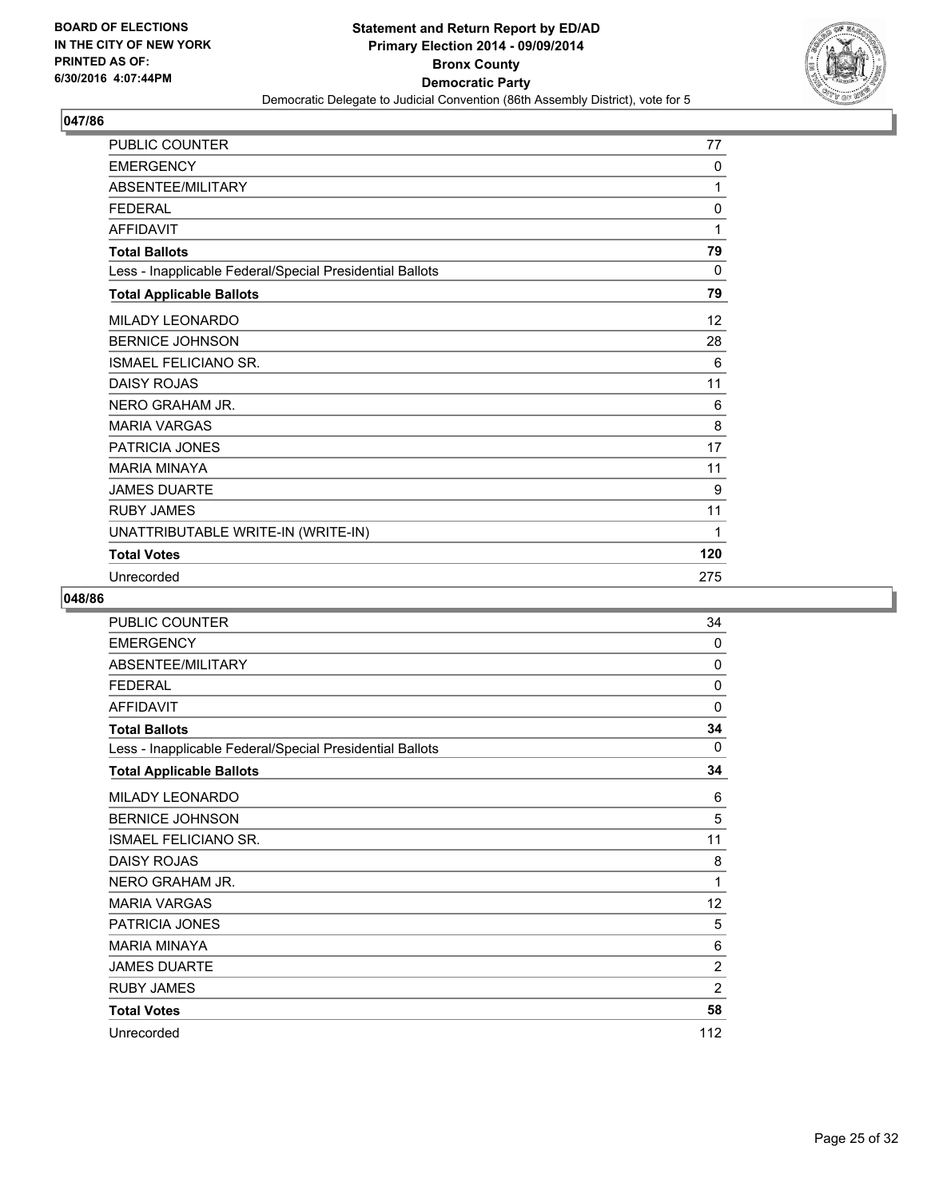**Statement and Return Report by ED/AD**
**Primary Election 2014 - 09/09/2014**
**Bronx County**
**Democratic Party**
Democratic Delegate to Judicial Convention (86th Assembly District), vote for 5

BOARD OF ELECTIONS
IN THE CITY OF NEW YORK
PRINTED AS OF:
6/30/2016 4:07:44PM

## 047/86

| | |
|---|---|
| PUBLIC COUNTER | 77 |
| EMERGENCY | 0 |
| ABSENTEE/MILITARY | 1 |
| FEDERAL | 0 |
| AFFIDAVIT | 1 |
| **Total Ballots** | **79** |
| Less - Inapplicable Federal/Special Presidential Ballots | 0 |
| **Total Applicable Ballots** | **79** |
| MILADY LEONARDO | 12 |
| BERNICE JOHNSON | 28 |
| ISMAEL FELICIANO SR. | 6 |
| DAISY ROJAS | 11 |
| NERO GRAHAM JR. | 6 |
| MARIA VARGAS | 8 |
| PATRICIA JONES | 17 |
| MARIA MINAYA | 11 |
| JAMES DUARTE | 9 |
| RUBY JAMES | 11 |
| UNATTRIBUTABLE WRITE-IN (WRITE-IN) | 1 |
| **Total Votes** | **120** |
| Unrecorded | 275 |

## 048/86

| | |
|---|---|
| PUBLIC COUNTER | 34 |
| EMERGENCY | 0 |
| ABSENTEE/MILITARY | 0 |
| FEDERAL | 0 |
| AFFIDAVIT | 0 |
| **Total Ballots** | **34** |
| Less - Inapplicable Federal/Special Presidential Ballots | 0 |
| **Total Applicable Ballots** | **34** |
| MILADY LEONARDO | 6 |
| BERNICE JOHNSON | 5 |
| ISMAEL FELICIANO SR. | 11 |
| DAISY ROJAS | 8 |
| NERO GRAHAM JR. | 1 |
| MARIA VARGAS | 12 |
| PATRICIA JONES | 5 |
| MARIA MINAYA | 6 |
| JAMES DUARTE | 2 |
| RUBY JAMES | 2 |
| **Total Votes** | **58** |
| Unrecorded | 112 |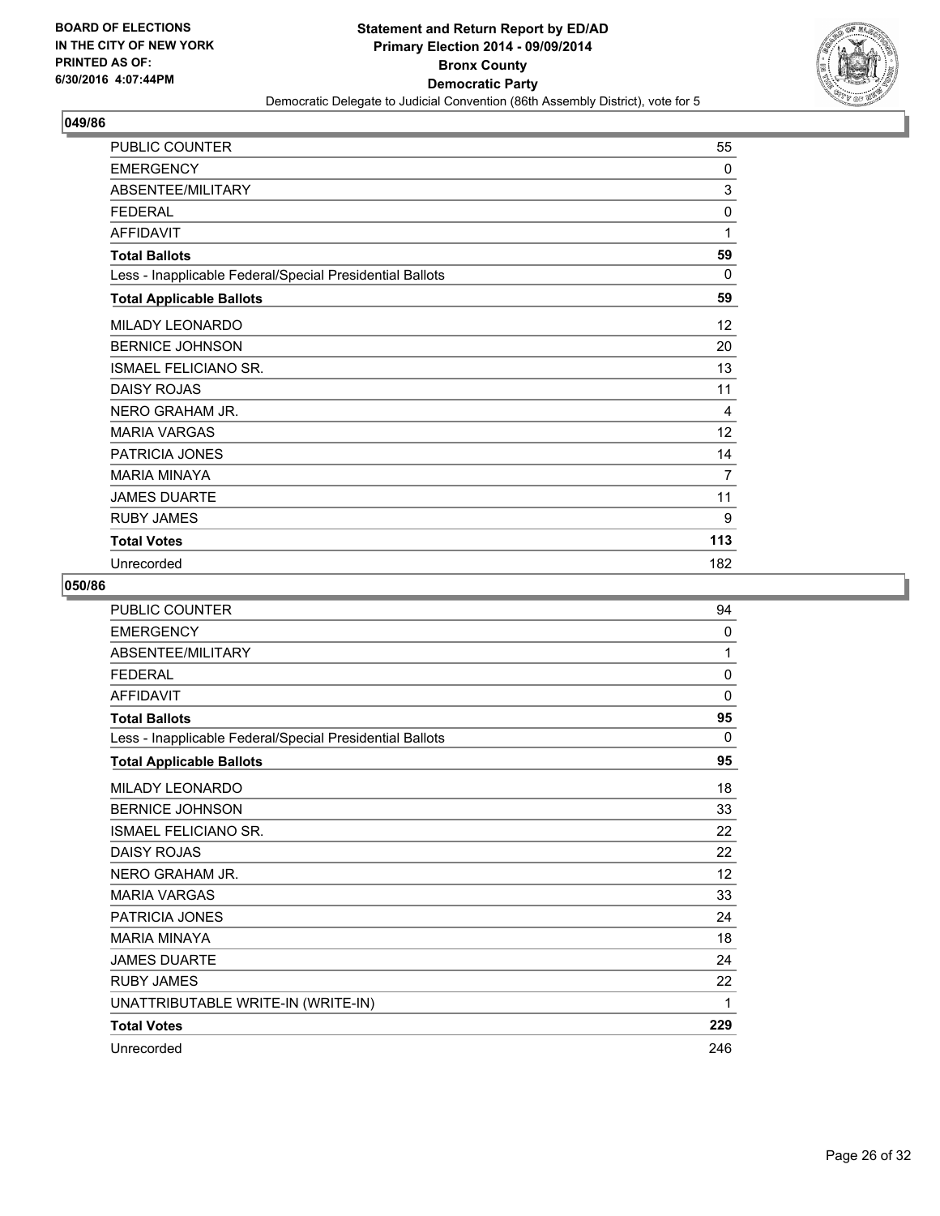BOARD OF ELECTIONS
IN THE CITY OF NEW YORK
PRINTED AS OF:
6/30/2016 4:07:44PM

**Statement and Return Report by ED/AD**
**Primary Election 2014 - 09/09/2014**
**Bronx County**
**Democratic Party**
Democratic Delegate to Judicial Convention (86th Assembly District), vote for 5

## 049/86

| | |
|---|---|
| PUBLIC COUNTER | 55 |
| EMERGENCY | 0 |
| ABSENTEE/MILITARY | 3 |
| FEDERAL | 0 |
| AFFIDAVIT | 1 |
| **Total Ballots** | **59** |
| Less - Inapplicable Federal/Special Presidential Ballots | 0 |
| **Total Applicable Ballots** | **59** |
| MILADY LEONARDO | 12 |
| BERNICE JOHNSON | 20 |
| ISMAEL FELICIANO SR. | 13 |
| DAISY ROJAS | 11 |
| NERO GRAHAM JR. | 4 |
| MARIA VARGAS | 12 |
| PATRICIA JONES | 14 |
| MARIA MINAYA | 7 |
| JAMES DUARTE | 11 |
| RUBY JAMES | 9 |
| **Total Votes** | **113** |
| Unrecorded | 182 |

## 050/86

| | |
|---|---|
| PUBLIC COUNTER | 94 |
| EMERGENCY | 0 |
| ABSENTEE/MILITARY | 1 |
| FEDERAL | 0 |
| AFFIDAVIT | 0 |
| **Total Ballots** | **95** |
| Less - Inapplicable Federal/Special Presidential Ballots | 0 |
| **Total Applicable Ballots** | **95** |
| MILADY LEONARDO | 18 |
| BERNICE JOHNSON | 33 |
| ISMAEL FELICIANO SR. | 22 |
| DAISY ROJAS | 22 |
| NERO GRAHAM JR. | 12 |
| MARIA VARGAS | 33 |
| PATRICIA JONES | 24 |
| MARIA MINAYA | 18 |
| JAMES DUARTE | 24 |
| RUBY JAMES | 22 |
| UNATTRIBUTABLE WRITE-IN (WRITE-IN) | 1 |
| **Total Votes** | **229** |
| Unrecorded | 246 |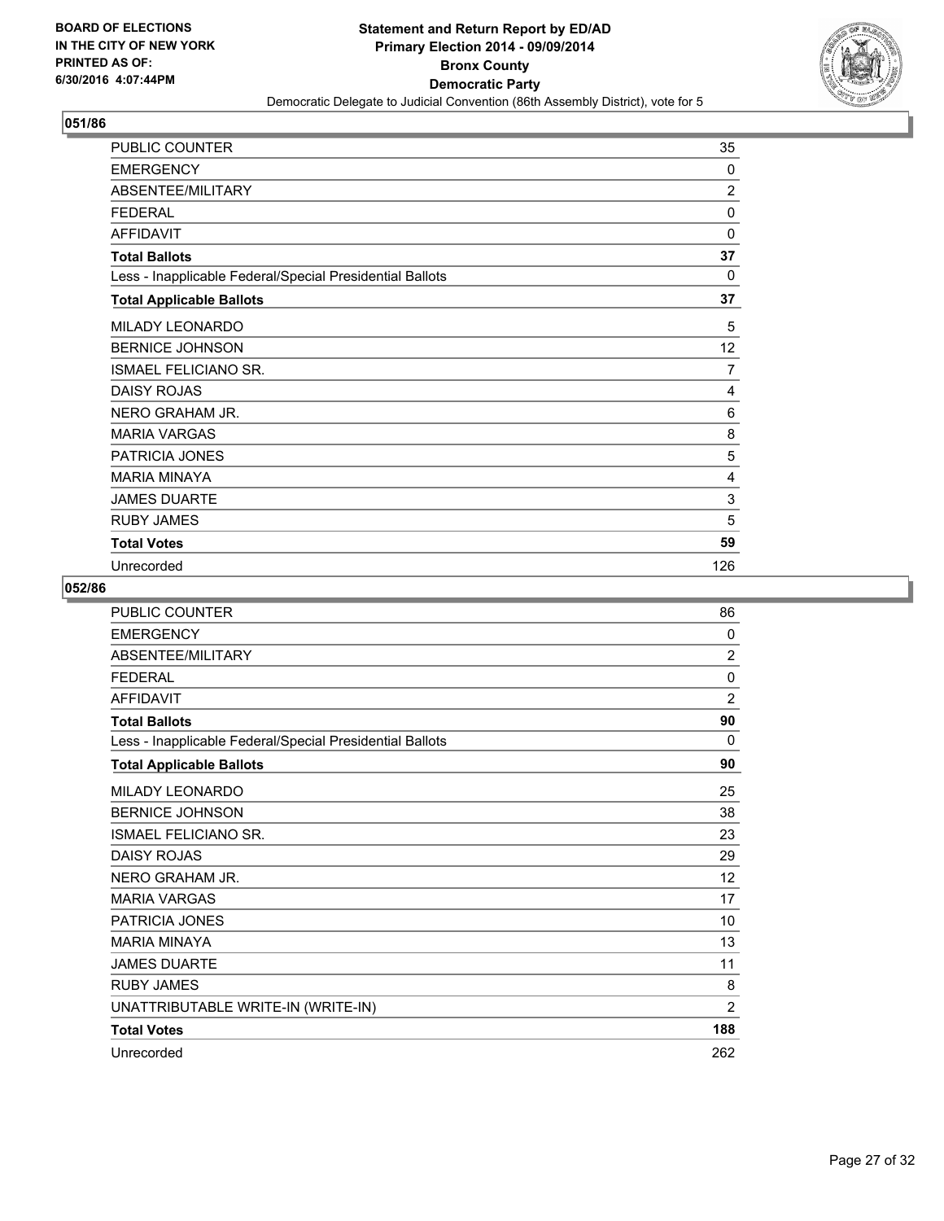BOARD OF ELECTIONS
IN THE CITY OF NEW YORK
PRINTED AS OF:
6/30/2016 4:07:44PM

**Statement and Return Report by ED/AD**
**Primary Election 2014 - 09/09/2014**
**Bronx County**
**Democratic Party**
Democratic Delegate to Judicial Convention (86th Assembly District), vote for 5

## 051/86

| | |
|---|---|
| PUBLIC COUNTER | 35 |
| EMERGENCY | 0 |
| ABSENTEE/MILITARY | 2 |
| FEDERAL | 0 |
| AFFIDAVIT | 0 |
| **Total Ballots** | **37** |
| Less - Inapplicable Federal/Special Presidential Ballots | 0 |
| **Total Applicable Ballots** | **37** |
| MILADY LEONARDO | 5 |
| BERNICE JOHNSON | 12 |
| ISMAEL FELICIANO SR. | 7 |
| DAISY ROJAS | 4 |
| NERO GRAHAM JR. | 6 |
| MARIA VARGAS | 8 |
| PATRICIA JONES | 5 |
| MARIA MINAYA | 4 |
| JAMES DUARTE | 3 |
| RUBY JAMES | 5 |
| **Total Votes** | **59** |
| Unrecorded | 126 |

## 052/86

| | |
|---|---|
| PUBLIC COUNTER | 86 |
| EMERGENCY | 0 |
| ABSENTEE/MILITARY | 2 |
| FEDERAL | 0 |
| AFFIDAVIT | 2 |
| **Total Ballots** | **90** |
| Less - Inapplicable Federal/Special Presidential Ballots | 0 |
| **Total Applicable Ballots** | **90** |
| MILADY LEONARDO | 25 |
| BERNICE JOHNSON | 38 |
| ISMAEL FELICIANO SR. | 23 |
| DAISY ROJAS | 29 |
| NERO GRAHAM JR. | 12 |
| MARIA VARGAS | 17 |
| PATRICIA JONES | 10 |
| MARIA MINAYA | 13 |
| JAMES DUARTE | 11 |
| RUBY JAMES | 8 |
| UNATTRIBUTABLE WRITE-IN (WRITE-IN) | 2 |
| **Total Votes** | **188** |
| Unrecorded | 262 |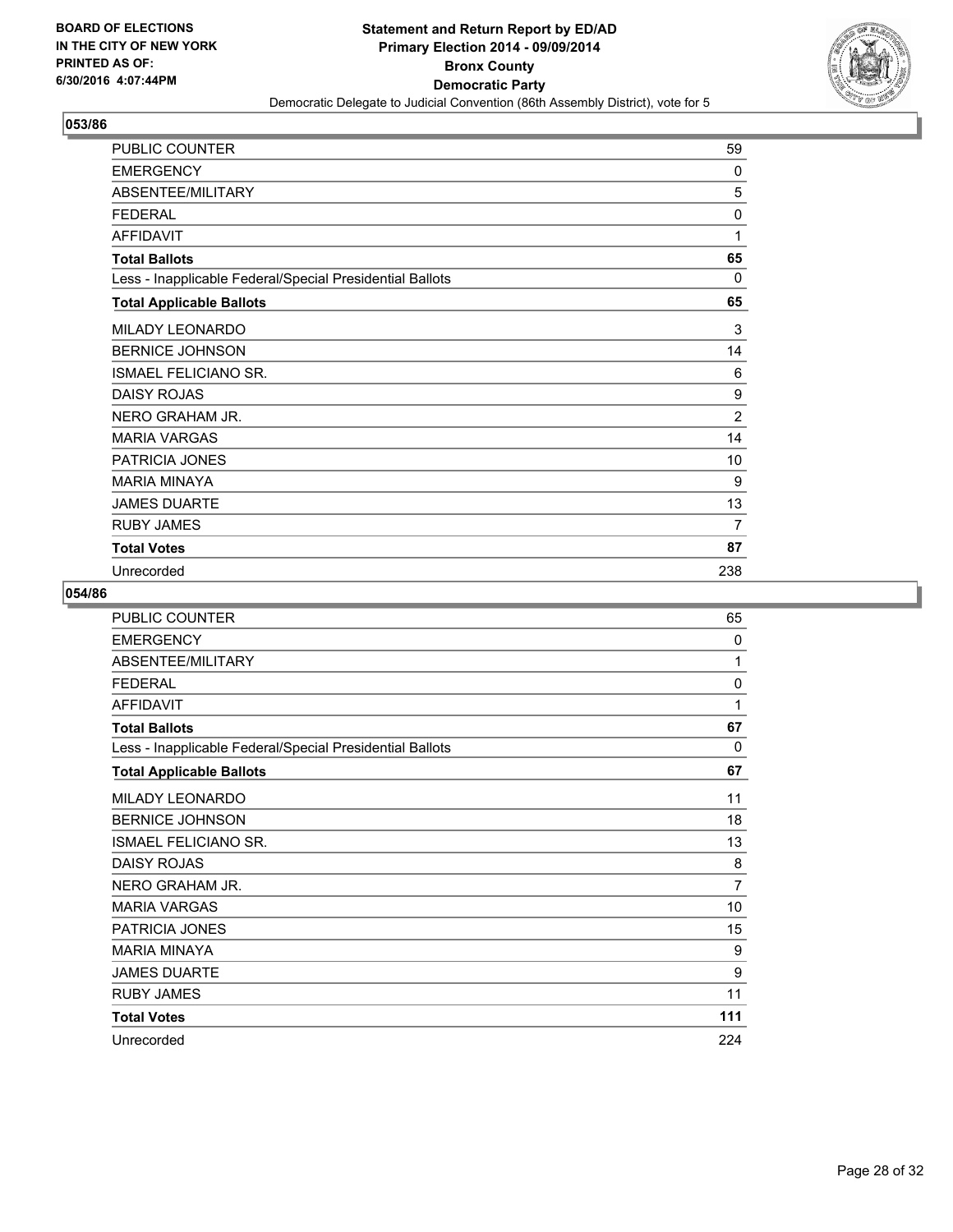**BOARD OF ELECTIONS IN THE CITY OF NEW YORK**
**PRINTED AS OF: 6/30/2016 4:07:44PM**

**Statement and Return Report by ED/AD**
**Primary Election 2014 - 09/09/2014**
**Bronx County**
**Democratic Party**
Democratic Delegate to Judicial Convention (86th Assembly District), vote for 5

## 053/86

| | |
|---|---|
| PUBLIC COUNTER | 59 |
| EMERGENCY | 0 |
| ABSENTEE/MILITARY | 5 |
| FEDERAL | 0 |
| AFFIDAVIT | 1 |
| **Total Ballots** | **65** |
| Less - Inapplicable Federal/Special Presidential Ballots | 0 |
| **Total Applicable Ballots** | **65** |
| MILADY LEONARDO | 3 |
| BERNICE JOHNSON | 14 |
| ISMAEL FELICIANO SR. | 6 |
| DAISY ROJAS | 9 |
| NERO GRAHAM JR. | 2 |
| MARIA VARGAS | 14 |
| PATRICIA JONES | 10 |
| MARIA MINAYA | 9 |
| JAMES DUARTE | 13 |
| RUBY JAMES | 7 |
| **Total Votes** | **87** |
| Unrecorded | 238 |

## 054/86

| | |
|---|---|
| PUBLIC COUNTER | 65 |
| EMERGENCY | 0 |
| ABSENTEE/MILITARY | 1 |
| FEDERAL | 0 |
| AFFIDAVIT | 1 |
| **Total Ballots** | **67** |
| Less - Inapplicable Federal/Special Presidential Ballots | 0 |
| **Total Applicable Ballots** | **67** |
| MILADY LEONARDO | 11 |
| BERNICE JOHNSON | 18 |
| ISMAEL FELICIANO SR. | 13 |
| DAISY ROJAS | 8 |
| NERO GRAHAM JR. | 7 |
| MARIA VARGAS | 10 |
| PATRICIA JONES | 15 |
| MARIA MINAYA | 9 |
| JAMES DUARTE | 9 |
| RUBY JAMES | 11 |
| **Total Votes** | **111** |
| Unrecorded | 224 |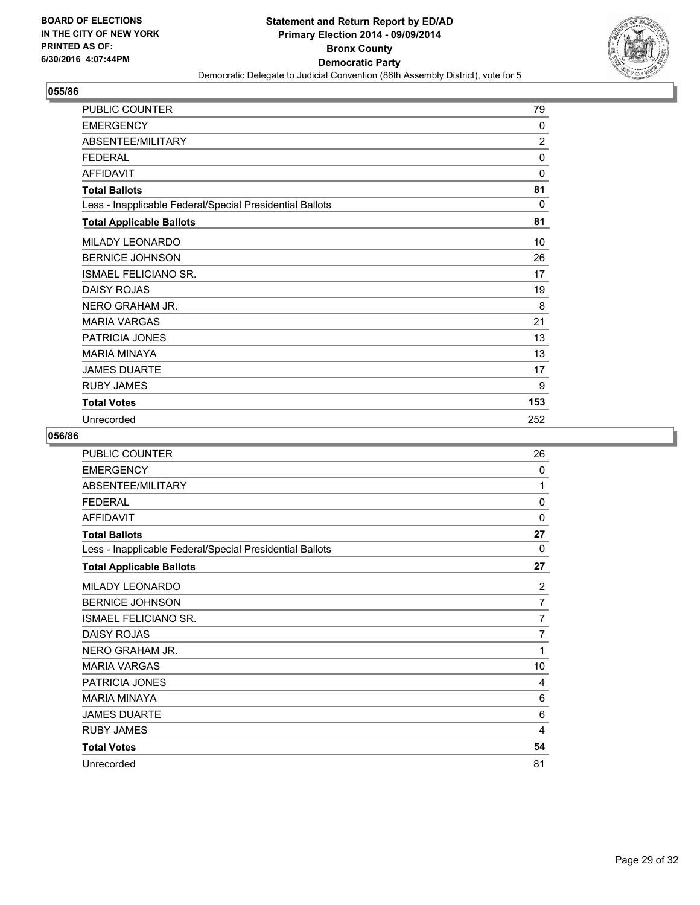**BOARD OF ELECTIONS IN THE CITY OF NEW YORK PRINTED AS OF: 6/30/2016 4:07:44PM**

# Statement and Return Report by ED/AD
## Primary Election 2014 - 09/09/2014
## Bronx County
## Democratic Party
### Democratic Delegate to Judicial Convention (86th Assembly District), vote for 5

**055/86**

| | |
|---|---|
| PUBLIC COUNTER | 79 |
| EMERGENCY | 0 |
| ABSENTEE/MILITARY | 2 |
| FEDERAL | 0 |
| AFFIDAVIT | 0 |
| **Total Ballots** | **81** |
| Less - Inapplicable Federal/Special Presidential Ballots | 0 |
| **Total Applicable Ballots** | **81** |
| MILADY LEONARDO | 10 |
| BERNICE JOHNSON | 26 |
| ISMAEL FELICIANO SR. | 17 |
| DAISY ROJAS | 19 |
| NERO GRAHAM JR. | 8 |
| MARIA VARGAS | 21 |
| PATRICIA JONES | 13 |
| MARIA MINAYA | 13 |
| JAMES DUARTE | 17 |
| RUBY JAMES | 9 |
| **Total Votes** | **153** |
| Unrecorded | 252 |

**056/86**

| | |
|---|---|
| PUBLIC COUNTER | 26 |
| EMERGENCY | 0 |
| ABSENTEE/MILITARY | 1 |
| FEDERAL | 0 |
| AFFIDAVIT | 0 |
| **Total Ballots** | **27** |
| Less - Inapplicable Federal/Special Presidential Ballots | 0 |
| **Total Applicable Ballots** | **27** |
| MILADY LEONARDO | 2 |
| BERNICE JOHNSON | 7 |
| ISMAEL FELICIANO SR. | 7 |
| DAISY ROJAS | 7 |
| NERO GRAHAM JR. | 1 |
| MARIA VARGAS | 10 |
| PATRICIA JONES | 4 |
| MARIA MINAYA | 6 |
| JAMES DUARTE | 6 |
| RUBY JAMES | 4 |
| **Total Votes** | **54** |
| Unrecorded | 81 |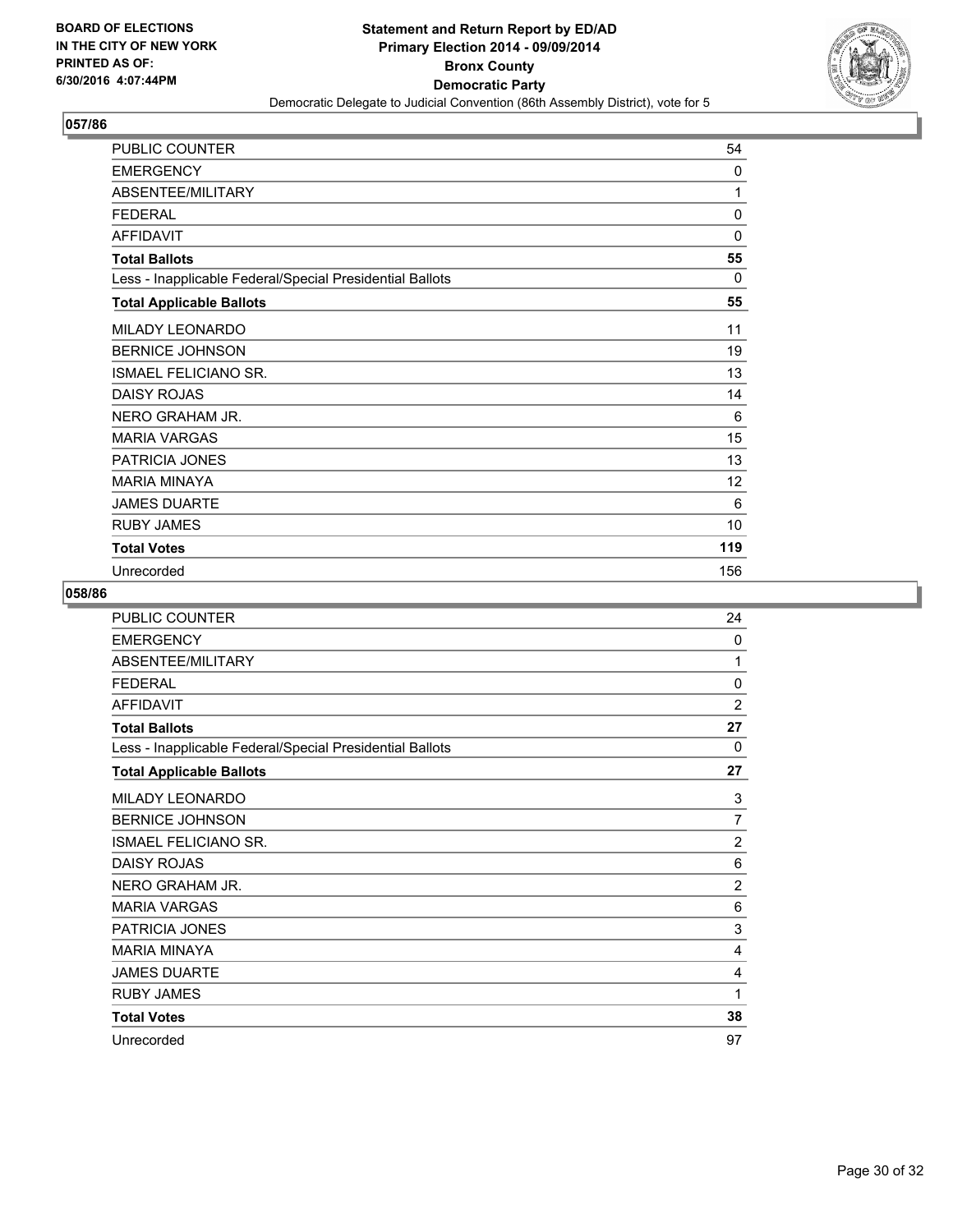**BOARD OF ELECTIONS IN THE CITY OF NEW YORK PRINTED AS OF: 6/30/2016 4:07:44PM**

**Statement and Return Report by ED/AD**
**Primary Election 2014 - 09/09/2014**
**Bronx County**
**Democratic Party**
Democratic Delegate to Judicial Convention (86th Assembly District), vote for 5

## 057/86

| | |
|---|---|
| PUBLIC COUNTER | 54 |
| EMERGENCY | 0 |
| ABSENTEE/MILITARY | 1 |
| FEDERAL | 0 |
| AFFIDAVIT | 0 |
| **Total Ballots** | **55** |
| Less - Inapplicable Federal/Special Presidential Ballots | 0 |
| **Total Applicable Ballots** | **55** |
| MILADY LEONARDO | 11 |
| BERNICE JOHNSON | 19 |
| ISMAEL FELICIANO SR. | 13 |
| DAISY ROJAS | 14 |
| NERO GRAHAM JR. | 6 |
| MARIA VARGAS | 15 |
| PATRICIA JONES | 13 |
| MARIA MINAYA | 12 |
| JAMES DUARTE | 6 |
| RUBY JAMES | 10 |
| **Total Votes** | **119** |
| Unrecorded | 156 |

## 058/86

| | |
|---|---|
| PUBLIC COUNTER | 24 |
| EMERGENCY | 0 |
| ABSENTEE/MILITARY | 1 |
| FEDERAL | 0 |
| AFFIDAVIT | 2 |
| **Total Ballots** | **27** |
| Less - Inapplicable Federal/Special Presidential Ballots | 0 |
| **Total Applicable Ballots** | **27** |
| MILADY LEONARDO | 3 |
| BERNICE JOHNSON | 7 |
| ISMAEL FELICIANO SR. | 2 |
| DAISY ROJAS | 6 |
| NERO GRAHAM JR. | 2 |
| MARIA VARGAS | 6 |
| PATRICIA JONES | 3 |
| MARIA MINAYA | 4 |
| JAMES DUARTE | 4 |
| RUBY JAMES | 1 |
| **Total Votes** | **38** |
| Unrecorded | 97 |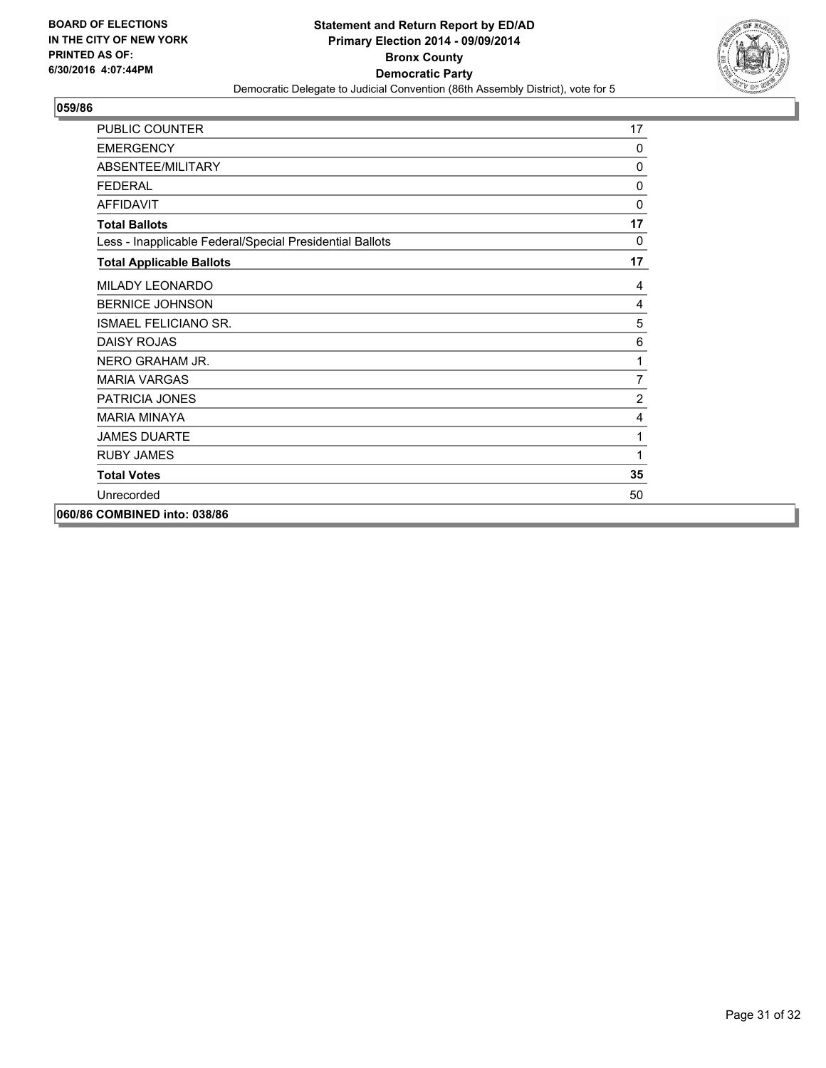**BOARD OF ELECTIONS IN THE CITY OF NEW YORK PRINTED AS OF: 6/30/2016 4:07:44PM**

**Statement and Return Report by ED/AD**
**Primary Election 2014 - 09/09/2014**
**Bronx County**
**Democratic Party**
Democratic Delegate to Judicial Convention (86th Assembly District), vote for 5

## 059/86

| | |
|---|---|
| PUBLIC COUNTER | 17 |
| EMERGENCY | 0 |
| ABSENTEE/MILITARY | 0 |
| FEDERAL | 0 |
| AFFIDAVIT | 0 |
| **Total Ballots** | **17** |
| Less - Inapplicable Federal/Special Presidential Ballots | 0 |
| **Total Applicable Ballots** | **17** |
| MILADY LEONARDO | 4 |
| BERNICE JOHNSON | 4 |
| ISMAEL FELICIANO SR. | 5 |
| DAISY ROJAS | 6 |
| NERO GRAHAM JR. | 1 |
| MARIA VARGAS | 7 |
| PATRICIA JONES | 2 |
| MARIA MINAYA | 4 |
| JAMES DUARTE | 1 |
| RUBY JAMES | 1 |
| **Total Votes** | **35** |
| Unrecorded | 50 |

**060/86 COMBINED into: 038/86**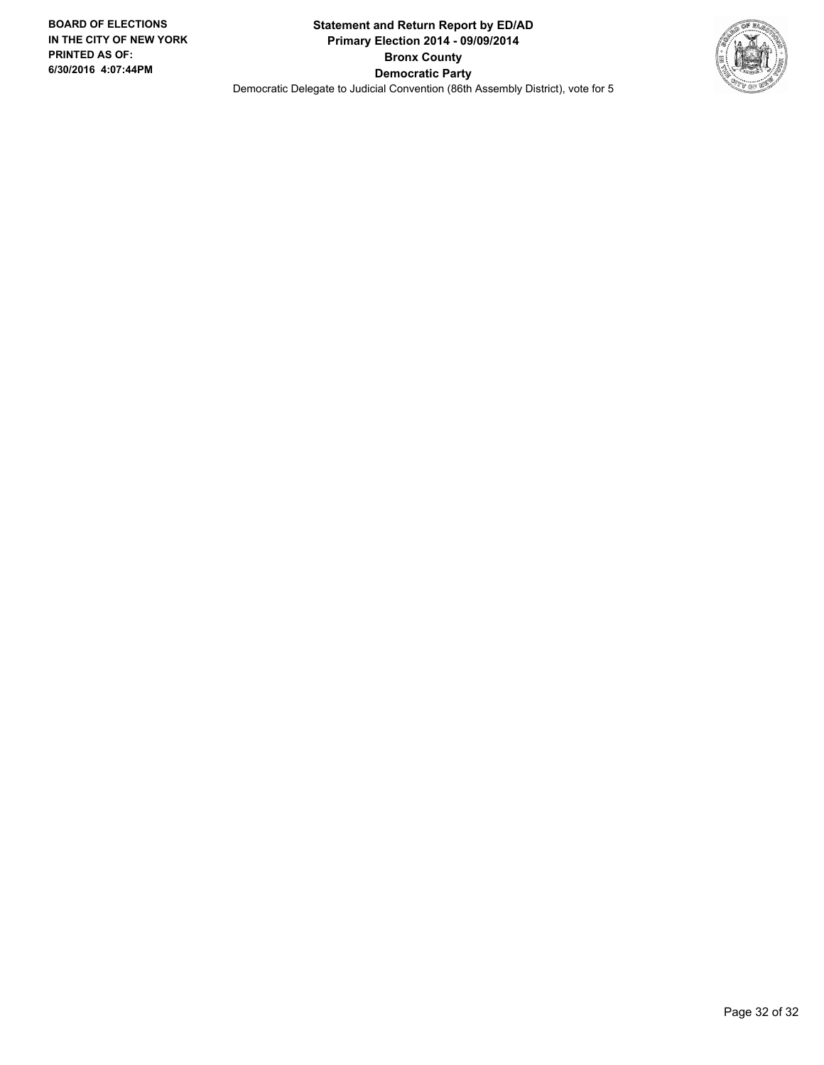**BOARD OF ELECTIONS IN THE CITY OF NEW YORK PRINTED AS OF: 6/30/2016 4:07:44PM**

**Statement and Return Report by ED/AD**
**Primary Election 2014 - 09/09/2014**
**Bronx County**
**Democratic Party**
Democratic Delegate to Judicial Convention (86th Assembly District), vote for 5